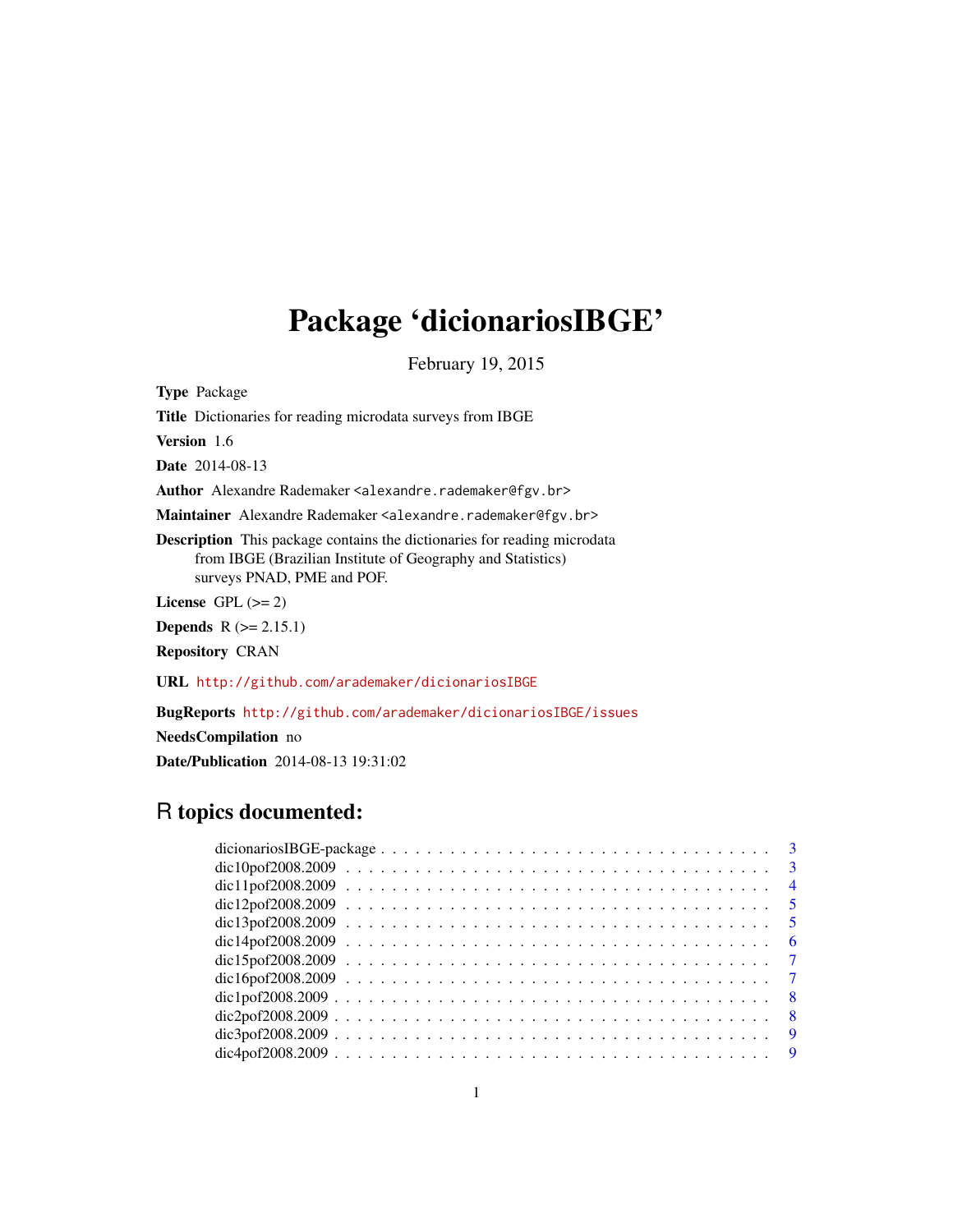# Package 'dicionariosIBGE'

February 19, 2015

**Type** Package

**Title** Dictionaries for reading microdata surveys from IBGE

**Version** 1.6

**Date** 2014-08-13

**Author** Alexandre Rademaker <alexandre.rademaker@fgv.br>

**Maintainer** Alexandre Rademaker <alexandre.rademaker@fgv.br>

**Description** This package contains the dictionaries for reading microdata from IBGE (Brazilian Institute of Geography and Statistics) surveys PNAD, PME and POF.

**License** GPL (>= 2)

**Depends** R (>= 2.15.1)

**Repository** CRAN

**URL** http://github.com/arademaker/dicionariosIBGE

**BugReports** http://github.com/arademaker/dicionariosIBGE/issues

**NeedsCompilation** no

**Date/Publication** 2014-08-13 19:31:02

## R topics documented:

| | |
|---|---|
| dicionariosIBGE-package | 3 |
| dic10pof2008.2009 | 3 |
| dic11pof2008.2009 | 4 |
| dic12pof2008.2009 | 5 |
| dic13pof2008.2009 | 5 |
| dic14pof2008.2009 | 6 |
| dic15pof2008.2009 | 7 |
| dic16pof2008.2009 | 7 |
| dic1pof2008.2009 | 8 |
| dic2pof2008.2009 | 8 |
| dic3pof2008.2009 | 9 |
| dic4pof2008.2009 | 9 |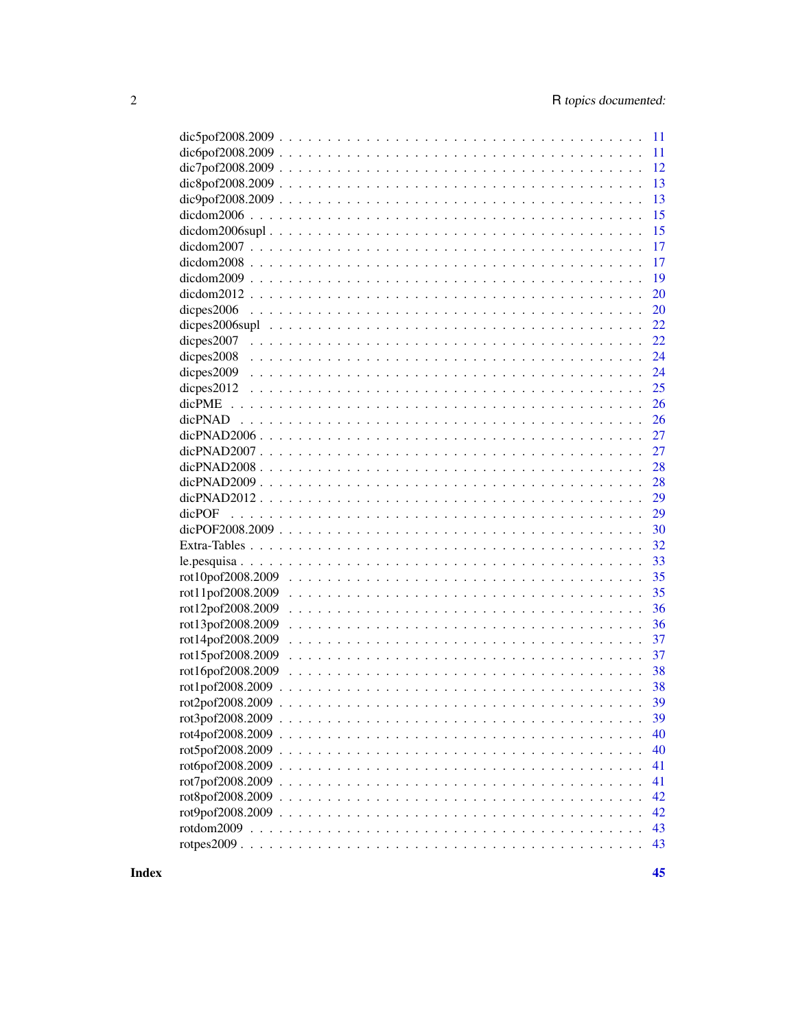dic5pof2008.2009 . . . . . . . . . . . . . . . . . . . . . . . . . . . . . . . . . 11
dic6pof2008.2009 . . . . . . . . . . . . . . . . . . . . . . . . . . . . . . . . . 11
dic7pof2008.2009 . . . . . . . . . . . . . . . . . . . . . . . . . . . . . . . . . 12
dic8pof2008.2009 . . . . . . . . . . . . . . . . . . . . . . . . . . . . . . . . . 13
dic9pof2008.2009 . . . . . . . . . . . . . . . . . . . . . . . . . . . . . . . . . 13
dicdom2006 . . . . . . . . . . . . . . . . . . . . . . . . . . . . . . . . . . . 15
dicdom2006supl . . . . . . . . . . . . . . . . . . . . . . . . . . . . . . . . . 15
dicdom2007 . . . . . . . . . . . . . . . . . . . . . . . . . . . . . . . . . . . 17
dicdom2008 . . . . . . . . . . . . . . . . . . . . . . . . . . . . . . . . . . . 17
dicdom2009 . . . . . . . . . . . . . . . . . . . . . . . . . . . . . . . . . . . 19
dicdom2012 . . . . . . . . . . . . . . . . . . . . . . . . . . . . . . . . . . . 20
dicpes2006 . . . . . . . . . . . . . . . . . . . . . . . . . . . . . . . . . . . 20
dicpes2006supl . . . . . . . . . . . . . . . . . . . . . . . . . . . . . . . . . 22
dicpes2007 . . . . . . . . . . . . . . . . . . . . . . . . . . . . . . . . . . . 22
dicpes2008 . . . . . . . . . . . . . . . . . . . . . . . . . . . . . . . . . . . 24
dicpes2009 . . . . . . . . . . . . . . . . . . . . . . . . . . . . . . . . . . . 24
dicpes2012 . . . . . . . . . . . . . . . . . . . . . . . . . . . . . . . . . . . 25
dicPME . . . . . . . . . . . . . . . . . . . . . . . . . . . . . . . . . . . . . 26
dicPNAD . . . . . . . . . . . . . . . . . . . . . . . . . . . . . . . . . . . . 26
dicPNAD2006 . . . . . . . . . . . . . . . . . . . . . . . . . . . . . . . . . . 27
dicPNAD2007 . . . . . . . . . . . . . . . . . . . . . . . . . . . . . . . . . . 27
dicPNAD2008 . . . . . . . . . . . . . . . . . . . . . . . . . . . . . . . . . . 28
dicPNAD2009 . . . . . . . . . . . . . . . . . . . . . . . . . . . . . . . . . . 28
dicPNAD2012 . . . . . . . . . . . . . . . . . . . . . . . . . . . . . . . . . . 29
dicPOF . . . . . . . . . . . . . . . . . . . . . . . . . . . . . . . . . . . . . 29
dicPOF2008.2009 . . . . . . . . . . . . . . . . . . . . . . . . . . . . . . . . . 30
Extra-Tables . . . . . . . . . . . . . . . . . . . . . . . . . . . . . . . . . . 32
le.pesquisa . . . . . . . . . . . . . . . . . . . . . . . . . . . . . . . . . . . 33
rot10pof2008.2009 . . . . . . . . . . . . . . . . . . . . . . . . . . . . . . . . 35
rot11pof2008.2009 . . . . . . . . . . . . . . . . . . . . . . . . . . . . . . . . 35
rot12pof2008.2009 . . . . . . . . . . . . . . . . . . . . . . . . . . . . . . . . 36
rot13pof2008.2009 . . . . . . . . . . . . . . . . . . . . . . . . . . . . . . . . 36
rot14pof2008.2009 . . . . . . . . . . . . . . . . . . . . . . . . . . . . . . . . 37
rot15pof2008.2009 . . . . . . . . . . . . . . . . . . . . . . . . . . . . . . . . 37
rot16pof2008.2009 . . . . . . . . . . . . . . . . . . . . . . . . . . . . . . . . 38
rot1pof2008.2009 . . . . . . . . . . . . . . . . . . . . . . . . . . . . . . . . . 38
rot2pof2008.2009 . . . . . . . . . . . . . . . . . . . . . . . . . . . . . . . . . 39
rot3pof2008.2009 . . . . . . . . . . . . . . . . . . . . . . . . . . . . . . . . . 39
rot4pof2008.2009 . . . . . . . . . . . . . . . . . . . . . . . . . . . . . . . . . 40
rot5pof2008.2009 . . . . . . . . . . . . . . . . . . . . . . . . . . . . . . . . . 40
rot6pof2008.2009 . . . . . . . . . . . . . . . . . . . . . . . . . . . . . . . . . 41
rot7pof2008.2009 . . . . . . . . . . . . . . . . . . . . . . . . . . . . . . . . . 41
rot8pof2008.2009 . . . . . . . . . . . . . . . . . . . . . . . . . . . . . . . . . 42
rot9pof2008.2009 . . . . . . . . . . . . . . . . . . . . . . . . . . . . . . . . . 42
rotdom2009 . . . . . . . . . . . . . . . . . . . . . . . . . . . . . . . . . . . 43
rotpes2009 . . . . . . . . . . . . . . . . . . . . . . . . . . . . . . . . . . . 43

**Index** **45**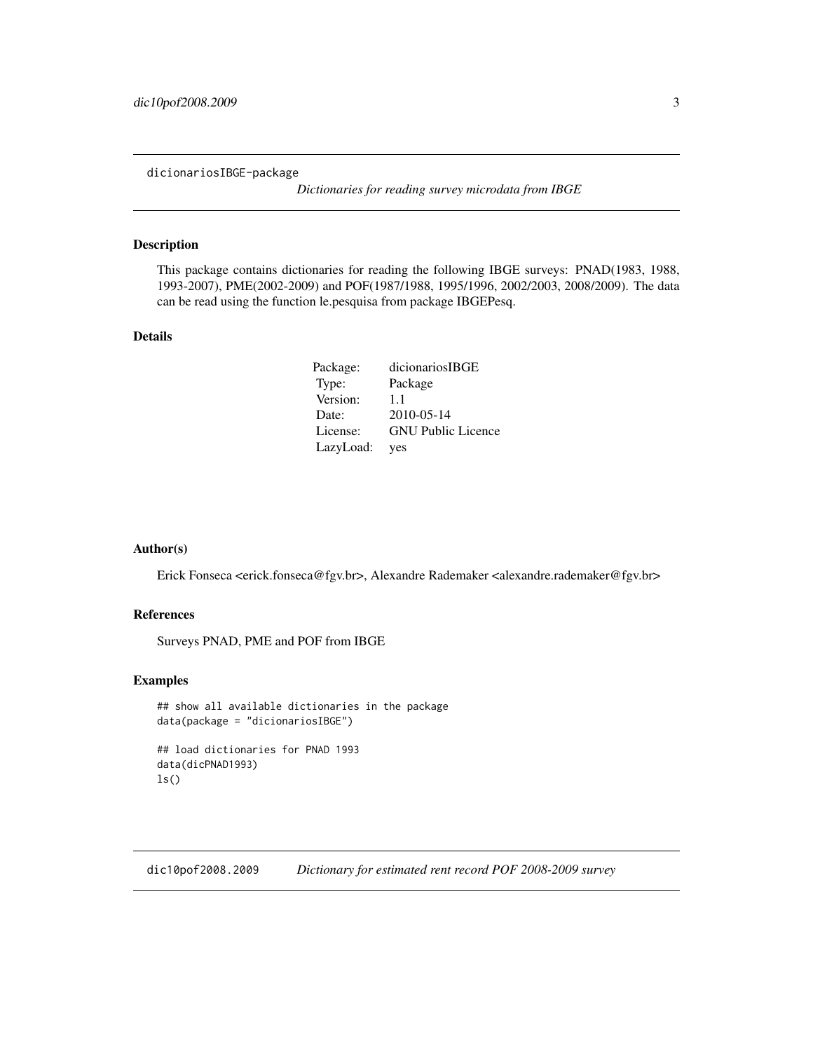## dicionariosIBGE-package — *Dictionaries for reading survey microdata from IBGE*

### Description

This package contains dictionaries for reading the following IBGE surveys: PNAD(1983, 1988, 1993-2007), PME(2002-2009) and POF(1987/1988, 1995/1996, 2002/2003, 2008/2009). The data can be read using the function le.pesquisa from package IBGEPesq.

### Details

| | |
|---|---|
| Package: | dicionariosIBGE |
| Type: | Package |
| Version: | 1.1 |
| Date: | 2010-05-14 |
| License: | GNU Public Licence |
| LazyLoad: | yes |

### Author(s)

Erick Fonseca <erick.fonseca@fgv.br>, Alexandre Rademaker <alexandre.rademaker@fgv.br>

### References

Surveys PNAD, PME and POF from IBGE

### Examples

```
## show all available dictionaries in the package
data(package = "dicionariosIBGE")

## load dictionaries for PNAD 1993
data(dicPNAD1993)
ls()
```

## dic10pof2008.2009 — *Dictionary for estimated rent record POF 2008-2009 survey*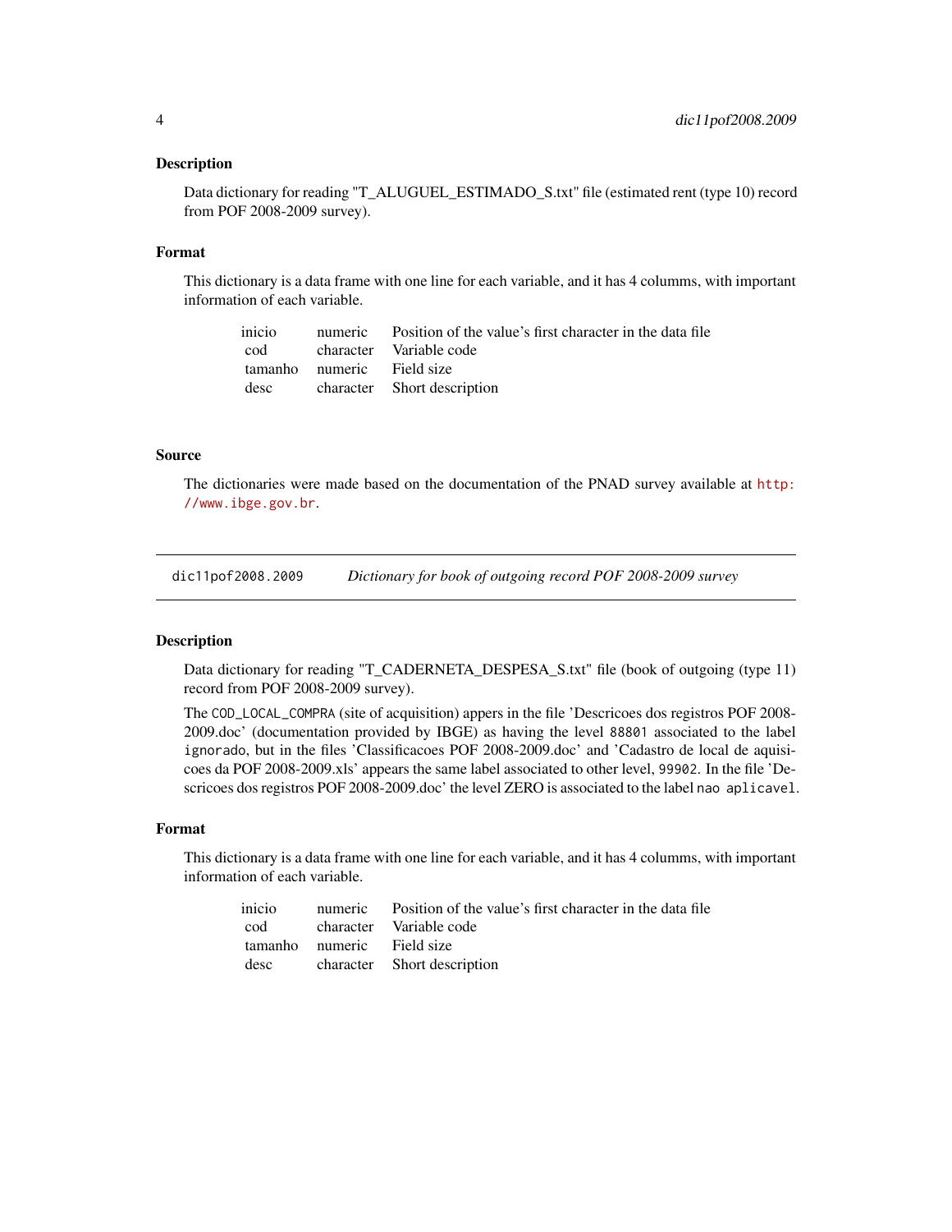### Description

Data dictionary for reading "T_ALUGUEL_ESTIMADO_S.txt" file (estimated rent (type 10) record from POF 2008-2009 survey).

### Format

This dictionary is a data frame with one line for each variable, and it has 4 columms, with important information of each variable.

| | | |
|---|---|---|
| inicio | numeric | Position of the value's first character in the data file |
| cod | character | Variable code |
| tamanho | numeric | Field size |
| desc | character | Short description |

### Source

The dictionaries were made based on the documentation of the PNAD survey available at http://www.ibge.gov.br.

---

## dic11pof2008.2009 *Dictionary for book of outgoing record POF 2008-2009 survey*

### Description

Data dictionary for reading "T_CADERNETA_DESPESA_S.txt" file (book of outgoing (type 11) record from POF 2008-2009 survey).

The `COD_LOCAL_COMPRA` (site of acquisition) appers in the file 'Descricoes dos registros POF 2008-2009.doc' (documentation provided by IBGE) as having the level `88801` associated to the label `ignorado`, but in the files 'Classificacoes POF 2008-2009.doc' and 'Cadastro de local de aquisicoes da POF 2008-2009.xls' appears the same label associated to other level, `99902`. In the file 'Descricoes dos registros POF 2008-2009.doc' the level ZERO is associated to the label `nao aplicavel`.

### Format

This dictionary is a data frame with one line for each variable, and it has 4 columms, with important information of each variable.

| | | |
|---|---|---|
| inicio | numeric | Position of the value's first character in the data file |
| cod | character | Variable code |
| tamanho | numeric | Field size |
| desc | character | Short description |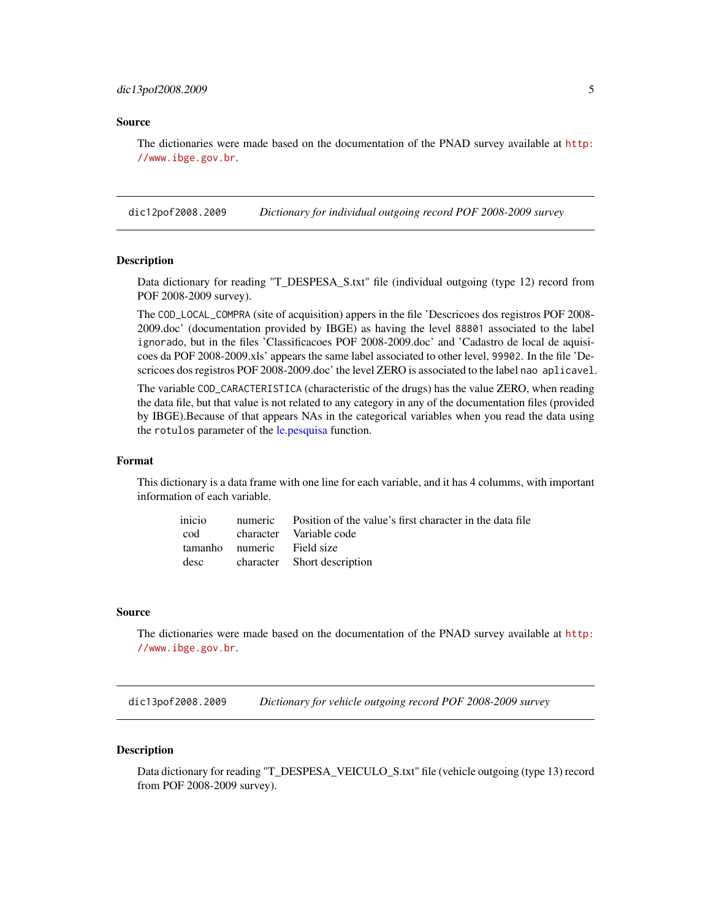### Source

The dictionaries were made based on the documentation of the PNAD survey available at http://www.ibge.gov.br.

## dic12pof2008.2009 *Dictionary for individual outgoing record POF 2008-2009 survey*

### Description

Data dictionary for reading "T_DESPESA_S.txt" file (individual outgoing (type 12) record from POF 2008-2009 survey).

The `COD_LOCAL_COMPRA` (site of acquisition) appers in the file 'Descricoes dos registros POF 2008-2009.doc' (documentation provided by IBGE) as having the level `88801` associated to the label `ignorado`, but in the files 'Classificacoes POF 2008-2009.doc' and 'Cadastro de local de aquisicoes da POF 2008-2009.xls' appears the same label associated to other level, `99902`. In the file 'Descricoes dos registros POF 2008-2009.doc' the level ZERO is associated to the label `nao aplicavel`.

The variable `COD_CARACTERISTICA` (characteristic of the drugs) has the value ZERO, when reading the data file, but that value is not related to any category in any of the documentation files (provided by IBGE).Because of that appears NAs in the categorical variables when you read the data using the `rotulos` parameter of the le.pesquisa function.

### Format

This dictionary is a data frame with one line for each variable, and it has 4 columms, with important information of each variable.

| | | |
|---|---|---|
| inicio | numeric | Position of the value's first character in the data file |
| cod | character | Variable code |
| tamanho | numeric | Field size |
| desc | character | Short description |

### Source

The dictionaries were made based on the documentation of the PNAD survey available at http://www.ibge.gov.br.

## dic13pof2008.2009 *Dictionary for vehicle outgoing record POF 2008-2009 survey*

### Description

Data dictionary for reading "T_DESPESA_VEICULO_S.txt" file (vehicle outgoing (type 13) record from POF 2008-2009 survey).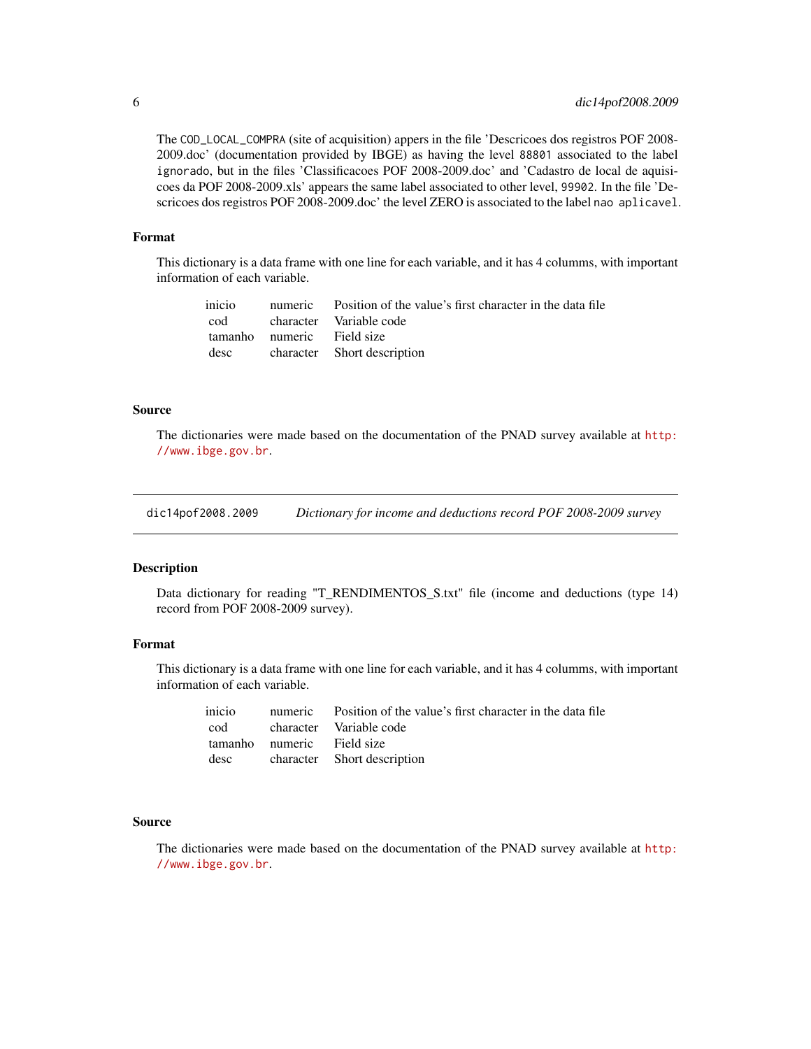The `COD_LOCAL_COMPRA` (site of acquisition) appers in the file 'Descricoes dos registros POF 2008-2009.doc' (documentation provided by IBGE) as having the level `88801` associated to the label `ignorado`, but in the files 'Classificacoes POF 2008-2009.doc' and 'Cadastro de local de aquisicoes da POF 2008-2009.xls' appears the same label associated to other level, `99902`. In the file 'Descricoes dos registros POF 2008-2009.doc' the level ZERO is associated to the label `nao aplicavel`.

### Format

This dictionary is a data frame with one line for each variable, and it has 4 columms, with important information of each variable.

| | | |
|---|---|---|
| inicio | numeric | Position of the value's first character in the data file |
| cod | character | Variable code |
| tamanho | numeric | Field size |
| desc | character | Short description |

### Source

The dictionaries were made based on the documentation of the PNAD survey available at http://www.ibge.gov.br.

---

## dic14pof2008.2009 — *Dictionary for income and deductions record POF 2008-2009 survey*

### Description

Data dictionary for reading "T_RENDIMENTOS_S.txt" file (income and deductions (type 14) record from POF 2008-2009 survey).

### Format

This dictionary is a data frame with one line for each variable, and it has 4 columms, with important information of each variable.

| | | |
|---|---|---|
| inicio | numeric | Position of the value's first character in the data file |
| cod | character | Variable code |
| tamanho | numeric | Field size |
| desc | character | Short description |

### Source

The dictionaries were made based on the documentation of the PNAD survey available at http://www.ibge.gov.br.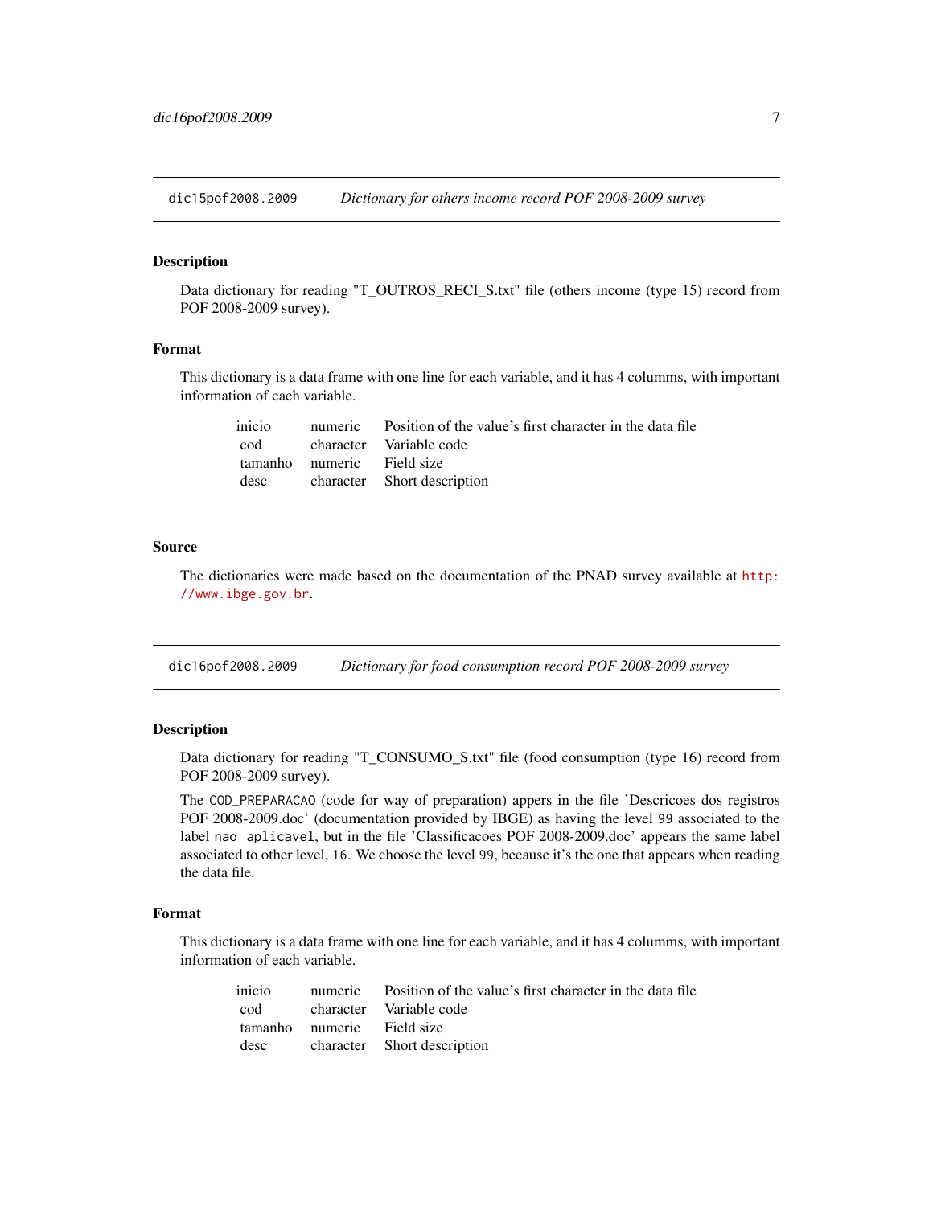## dic15pof2008.2009 — *Dictionary for others income record POF 2008-2009 survey*

### Description

Data dictionary for reading "T_OUTROS_RECI_S.txt" file (others income (type 15) record from POF 2008-2009 survey).

### Format

This dictionary is a data frame with one line for each variable, and it has 4 columms, with important information of each variable.

| | | |
|---|---|---|
| inicio | numeric | Position of the value's first character in the data file |
| cod | character | Variable code |
| tamanho | numeric | Field size |
| desc | character | Short description |

### Source

The dictionaries were made based on the documentation of the PNAD survey available at http://www.ibge.gov.br.

## dic16pof2008.2009 — *Dictionary for food consumption record POF 2008-2009 survey*

### Description

Data dictionary for reading "T_CONSUMO_S.txt" file (food consumption (type 16) record from POF 2008-2009 survey).

The `COD_PREPARACAO` (code for way of preparation) appers in the file 'Descricoes dos registros POF 2008-2009.doc' (documentation provided by IBGE) as having the level `99` associated to the label `nao aplicavel`, but in the file 'Classificacoes POF 2008-2009.doc' appears the same label associated to other level, `16`. We choose the level `99`, because it's the one that appears when reading the data file.

### Format

This dictionary is a data frame with one line for each variable, and it has 4 columms, with important information of each variable.

| | | |
|---|---|---|
| inicio | numeric | Position of the value's first character in the data file |
| cod | character | Variable code |
| tamanho | numeric | Field size |
| desc | character | Short description |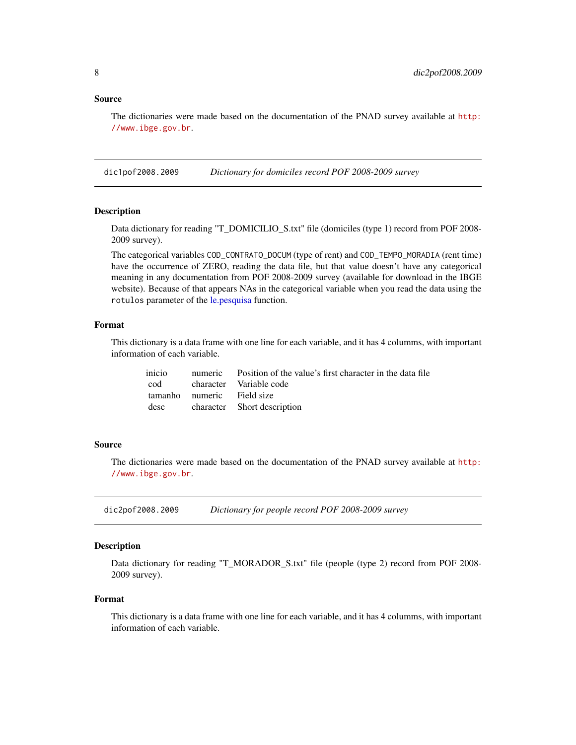### Source

The dictionaries were made based on the documentation of the PNAD survey available at http://www.ibge.gov.br.

## dic1pof2008.2009 *Dictionary for domiciles record POF 2008-2009 survey*

### Description

Data dictionary for reading "T_DOMICILIO_S.txt" file (domiciles (type 1) record from POF 2008-2009 survey).

The categorical variables `COD_CONTRATO_DOCUM` (type of rent) and `COD_TEMPO_MORADIA` (rent time) have the occurrence of ZERO, reading the data file, but that value doesn't have any categorical meaning in any documentation from POF 2008-2009 survey (available for download in the IBGE website). Because of that appears NAs in the categorical variable when you read the data using the `rotulos` parameter of the le.pesquisa function.

### Format

This dictionary is a data frame with one line for each variable, and it has 4 columms, with important information of each variable.

| | | |
|---|---|---|
| inicio | numeric | Position of the value's first character in the data file |
| cod | character | Variable code |
| tamanho | numeric | Field size |
| desc | character | Short description |

### Source

The dictionaries were made based on the documentation of the PNAD survey available at http://www.ibge.gov.br.

## dic2pof2008.2009 *Dictionary for people record POF 2008-2009 survey*

### Description

Data dictionary for reading "T_MORADOR_S.txt" file (people (type 2) record from POF 2008-2009 survey).

### Format

This dictionary is a data frame with one line for each variable, and it has 4 columms, with important information of each variable.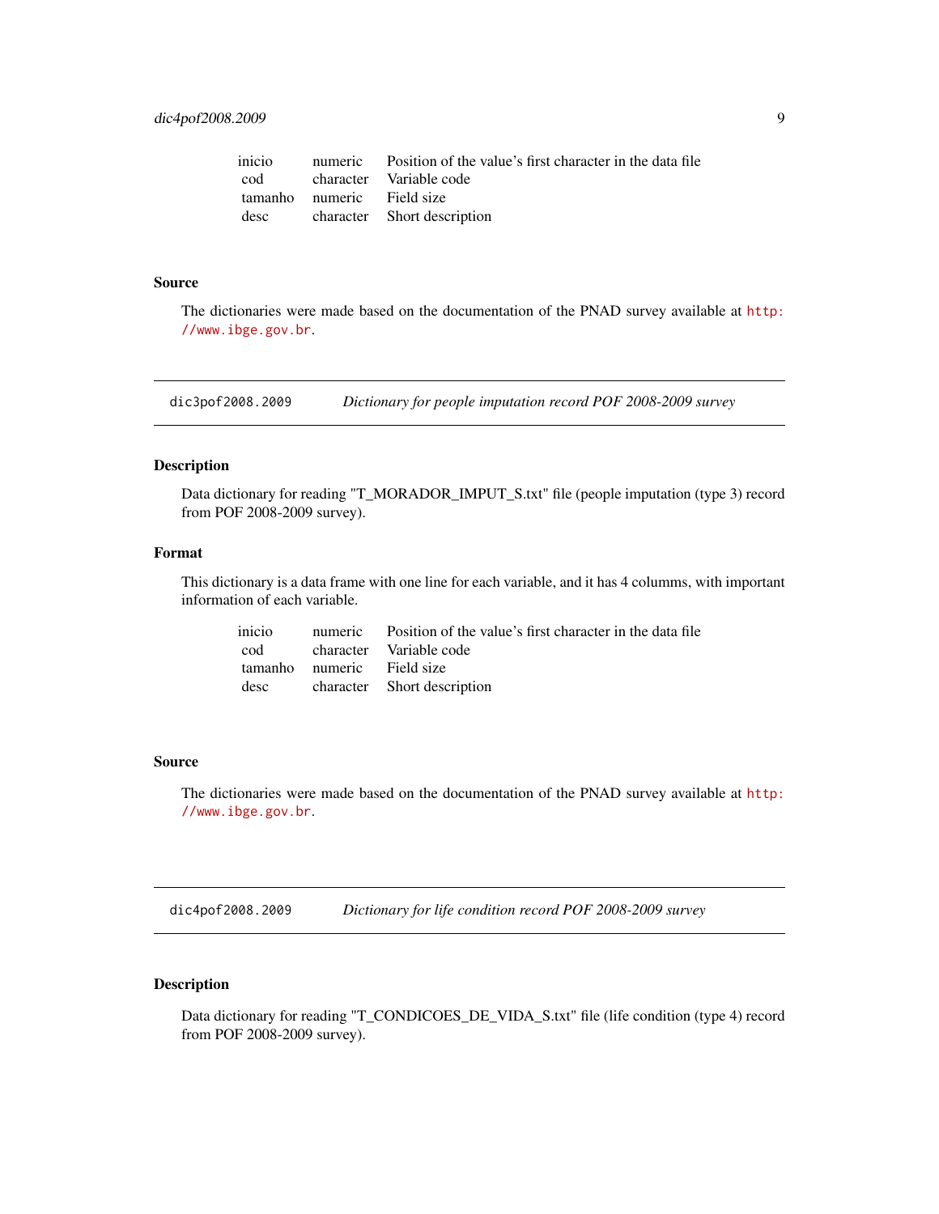| | | |
|---|---|---|
| inicio | numeric | Position of the value's first character in the data file |
| cod | character | Variable code |
| tamanho | numeric | Field size |
| desc | character | Short description |

### Source

The dictionaries were made based on the documentation of the PNAD survey available at http://www.ibge.gov.br.

## dic3pof2008.2009 *Dictionary for people imputation record POF 2008-2009 survey*

### Description

Data dictionary for reading "T_MORADOR_IMPUT_S.txt" file (people imputation (type 3) record from POF 2008-2009 survey).

### Format

This dictionary is a data frame with one line for each variable, and it has 4 columms, with important information of each variable.

| | | |
|---|---|---|
| inicio | numeric | Position of the value's first character in the data file |
| cod | character | Variable code |
| tamanho | numeric | Field size |
| desc | character | Short description |

### Source

The dictionaries were made based on the documentation of the PNAD survey available at http://www.ibge.gov.br.

## dic4pof2008.2009 *Dictionary for life condition record POF 2008-2009 survey*

### Description

Data dictionary for reading "T_CONDICOES_DE_VIDA_S.txt" file (life condition (type 4) record from POF 2008-2009 survey).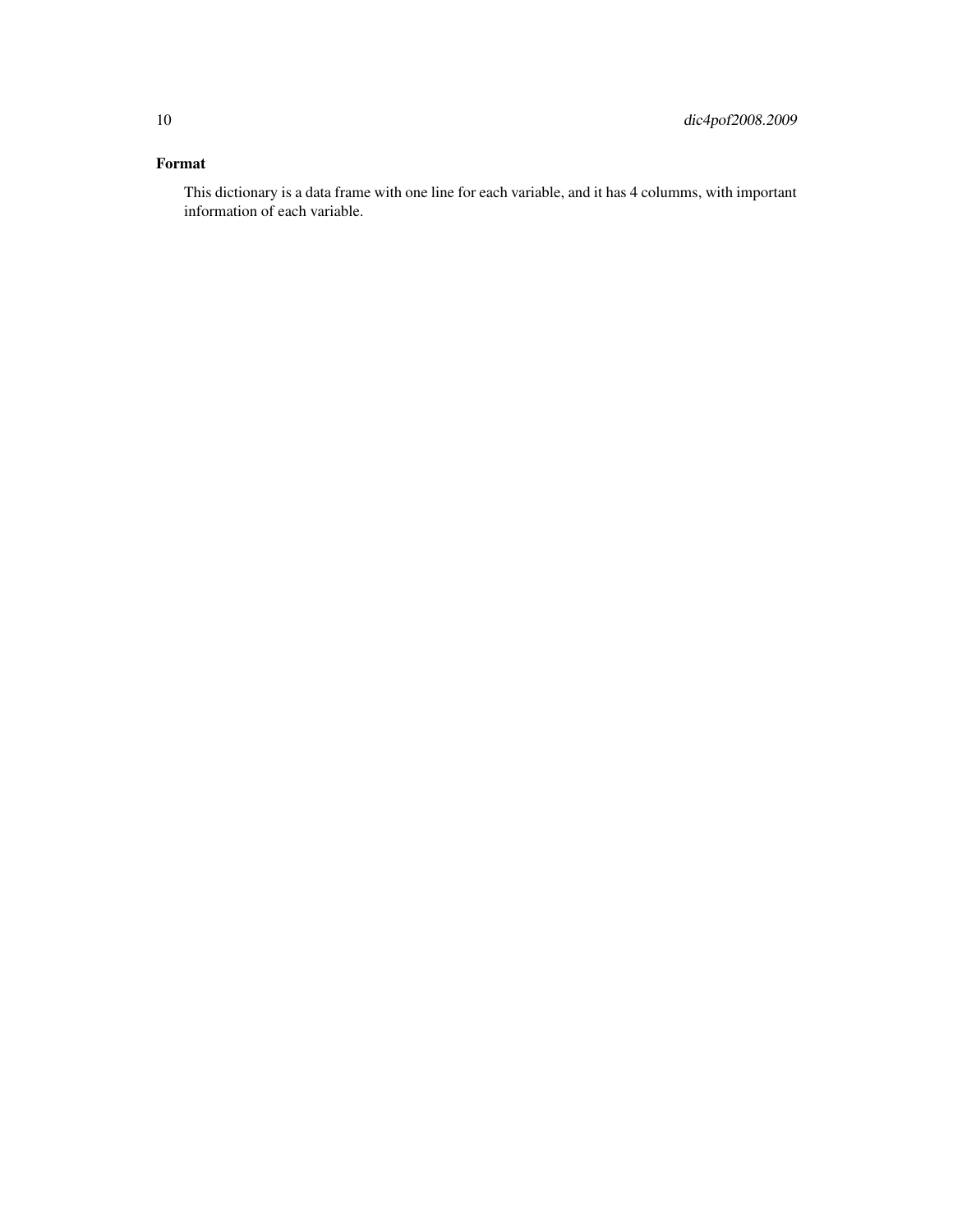### Format

This dictionary is a data frame with one line for each variable, and it has 4 columms, with important information of each variable.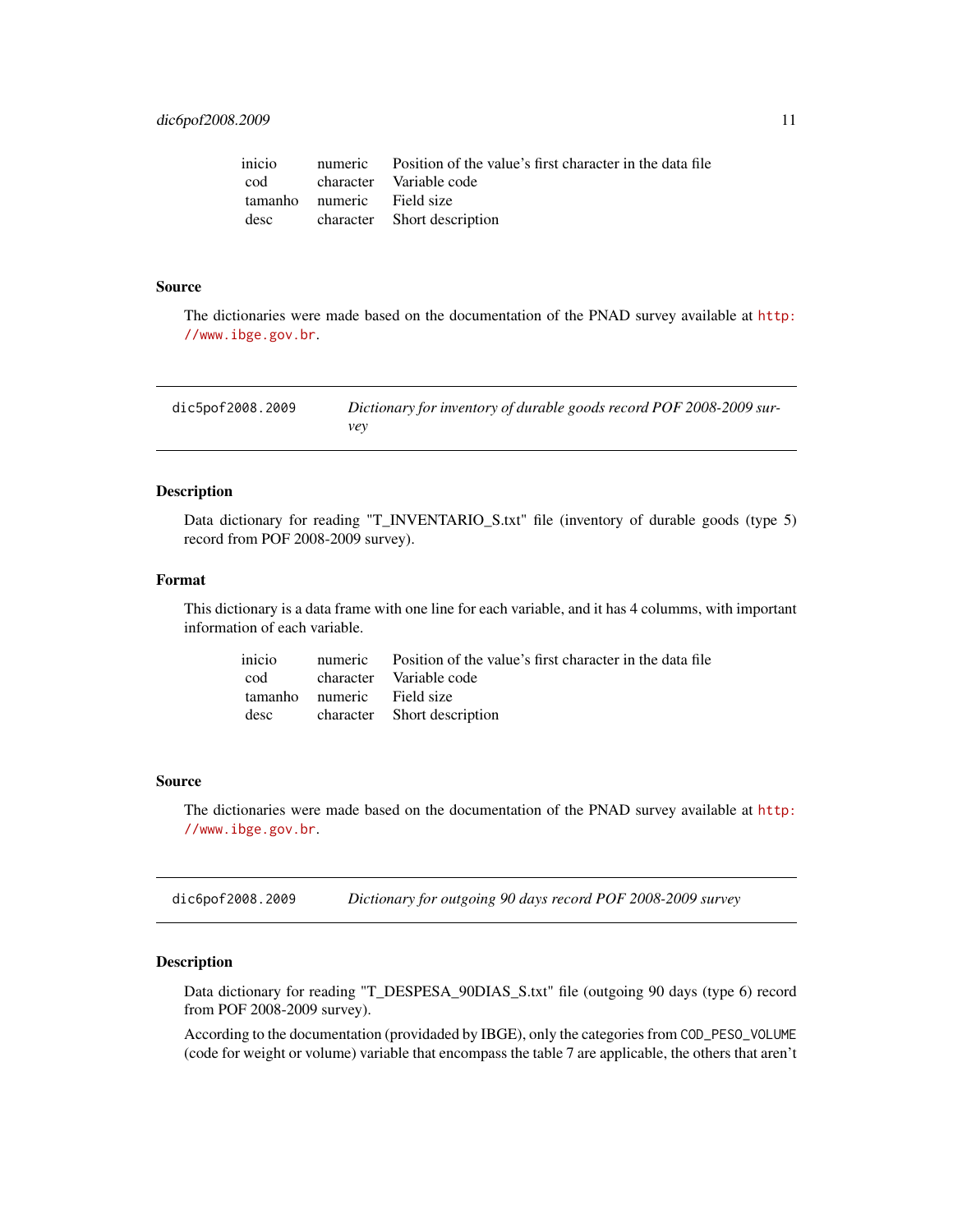| | | |
|---|---|---|
| inicio | numeric | Position of the value's first character in the data file |
| cod | character | Variable code |
| tamanho | numeric | Field size |
| desc | character | Short description |

### Source

The dictionaries were made based on the documentation of the PNAD survey available at http://www.ibge.gov.br.

---

## dic5pof2008.2009 — *Dictionary for inventory of durable goods record POF 2008-2009 survey*

### Description

Data dictionary for reading "T_INVENTARIO_S.txt" file (inventory of durable goods (type 5) record from POF 2008-2009 survey).

### Format

This dictionary is a data frame with one line for each variable, and it has 4 columms, with important information of each variable.

| | | |
|---|---|---|
| inicio | numeric | Position of the value's first character in the data file |
| cod | character | Variable code |
| tamanho | numeric | Field size |
| desc | character | Short description |

### Source

The dictionaries were made based on the documentation of the PNAD survey available at http://www.ibge.gov.br.

---

## dic6pof2008.2009 — *Dictionary for outgoing 90 days record POF 2008-2009 survey*

### Description

Data dictionary for reading "T_DESPESA_90DIAS_S.txt" file (outgoing 90 days (type 6) record from POF 2008-2009 survey).

According to the documentation (providaded by IBGE), only the categories from `COD_PESO_VOLUME` (code for weight or volume) variable that encompass the table 7 are applicable, the others that aren't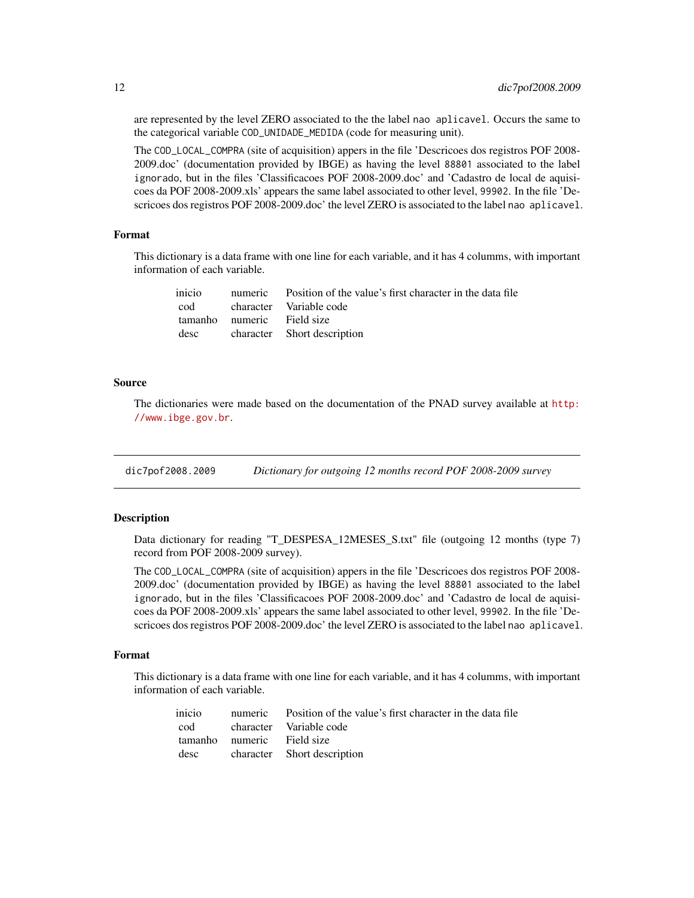are represented by the level ZERO associated to the the label `nao aplicavel`. Occurs the same to the categorical variable `COD_UNIDADE_MEDIDA` (code for measuring unit).

The `COD_LOCAL_COMPRA` (site of acquisition) appers in the file 'Descricoes dos registros POF 2008-2009.doc' (documentation provided by IBGE) as having the level `88801` associated to the label `ignorado`, but in the files 'Classificacoes POF 2008-2009.doc' and 'Cadastro de local de aquisicoes da POF 2008-2009.xls' appears the same label associated to other level, `99902`. In the file 'Descricoes dos registros POF 2008-2009.doc' the level ZERO is associated to the label `nao aplicavel`.

### Format

This dictionary is a data frame with one line for each variable, and it has 4 columms, with important information of each variable.

| | | |
|---|---|---|
| inicio | numeric | Position of the value's first character in the data file |
| cod | character | Variable code |
| tamanho | numeric | Field size |
| desc | character | Short description |

### Source

The dictionaries were made based on the documentation of the PNAD survey available at http://www.ibge.gov.br.

---

## dic7pof2008.2009 — *Dictionary for outgoing 12 months record POF 2008-2009 survey*

### Description

Data dictionary for reading "T_DESPESA_12MESES_S.txt" file (outgoing 12 months (type 7) record from POF 2008-2009 survey).

The `COD_LOCAL_COMPRA` (site of acquisition) appers in the file 'Descricoes dos registros POF 2008-2009.doc' (documentation provided by IBGE) as having the level `88801` associated to the label `ignorado`, but in the files 'Classificacoes POF 2008-2009.doc' and 'Cadastro de local de aquisicoes da POF 2008-2009.xls' appears the same label associated to other level, `99902`. In the file 'Descricoes dos registros POF 2008-2009.doc' the level ZERO is associated to the label `nao aplicavel`.

### Format

This dictionary is a data frame with one line for each variable, and it has 4 columms, with important information of each variable.

| | | |
|---|---|---|
| inicio | numeric | Position of the value's first character in the data file |
| cod | character | Variable code |
| tamanho | numeric | Field size |
| desc | character | Short description |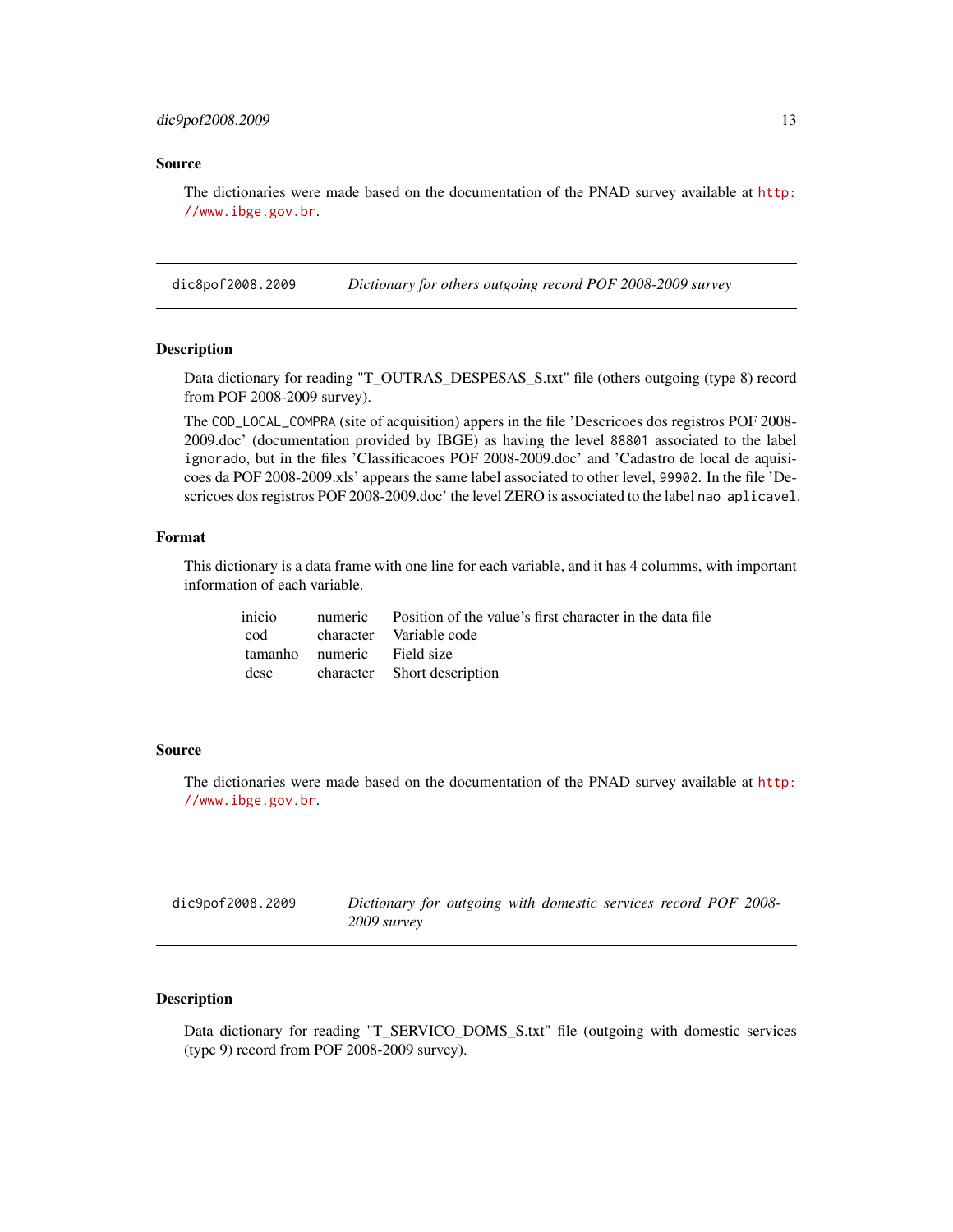### Source

The dictionaries were made based on the documentation of the PNAD survey available at http://www.ibge.gov.br.

## dic8pof2008.2009 — *Dictionary for others outgoing record POF 2008-2009 survey*

### Description

Data dictionary for reading "T_OUTRAS_DESPESAS_S.txt" file (others outgoing (type 8) record from POF 2008-2009 survey).

The `COD_LOCAL_COMPRA` (site of acquisition) appers in the file 'Descricoes dos registros POF 2008-2009.doc' (documentation provided by IBGE) as having the level `88801` associated to the label `ignorado`, but in the files 'Classificacoes POF 2008-2009.doc' and 'Cadastro de local de aquisicoes da POF 2008-2009.xls' appears the same label associated to other level, `99902`. In the file 'Descricoes dos registros POF 2008-2009.doc' the level ZERO is associated to the label `nao aplicavel`.

### Format

This dictionary is a data frame with one line for each variable, and it has 4 columms, with important information of each variable.

| | | |
|---|---|---|
| inicio | numeric | Position of the value's first character in the data file |
| cod | character | Variable code |
| tamanho | numeric | Field size |
| desc | character | Short description |

### Source

The dictionaries were made based on the documentation of the PNAD survey available at http://www.ibge.gov.br.

## dic9pof2008.2009 — *Dictionary for outgoing with domestic services record POF 2008-2009 survey*

### Description

Data dictionary for reading "T_SERVICO_DOMS_S.txt" file (outgoing with domestic services (type 9) record from POF 2008-2009 survey).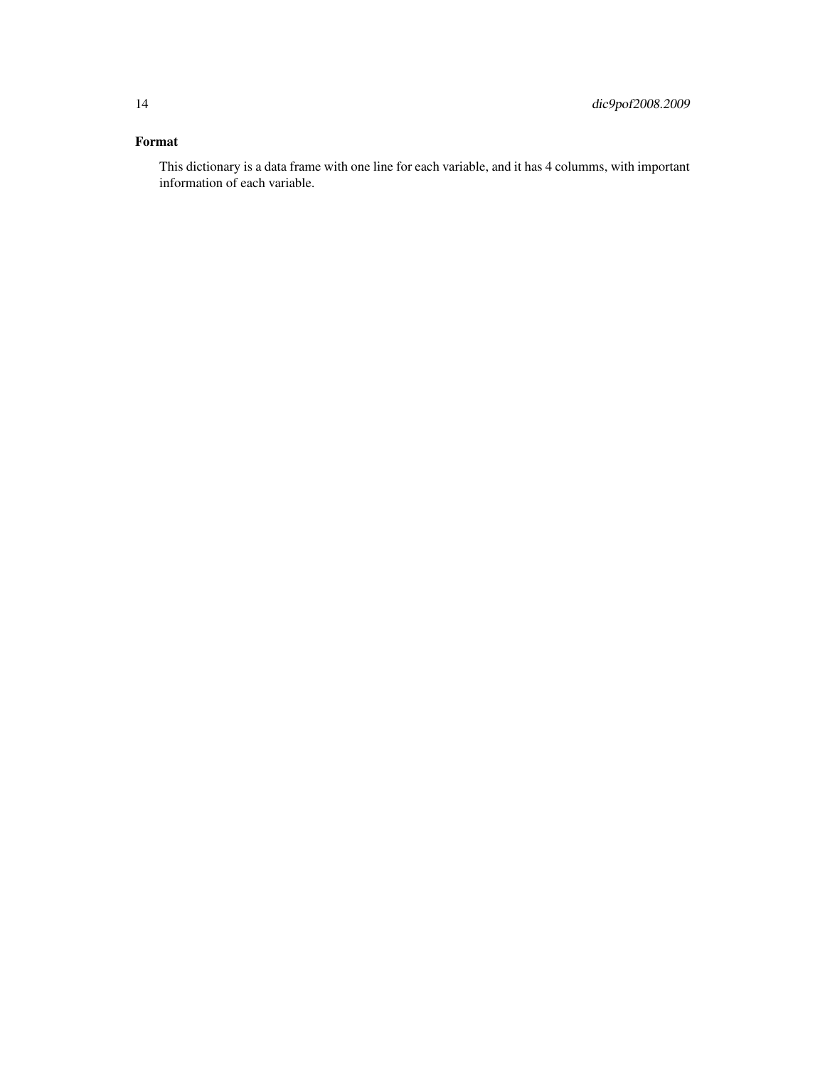## Format

This dictionary is a data frame with one line for each variable, and it has 4 columms, with important information of each variable.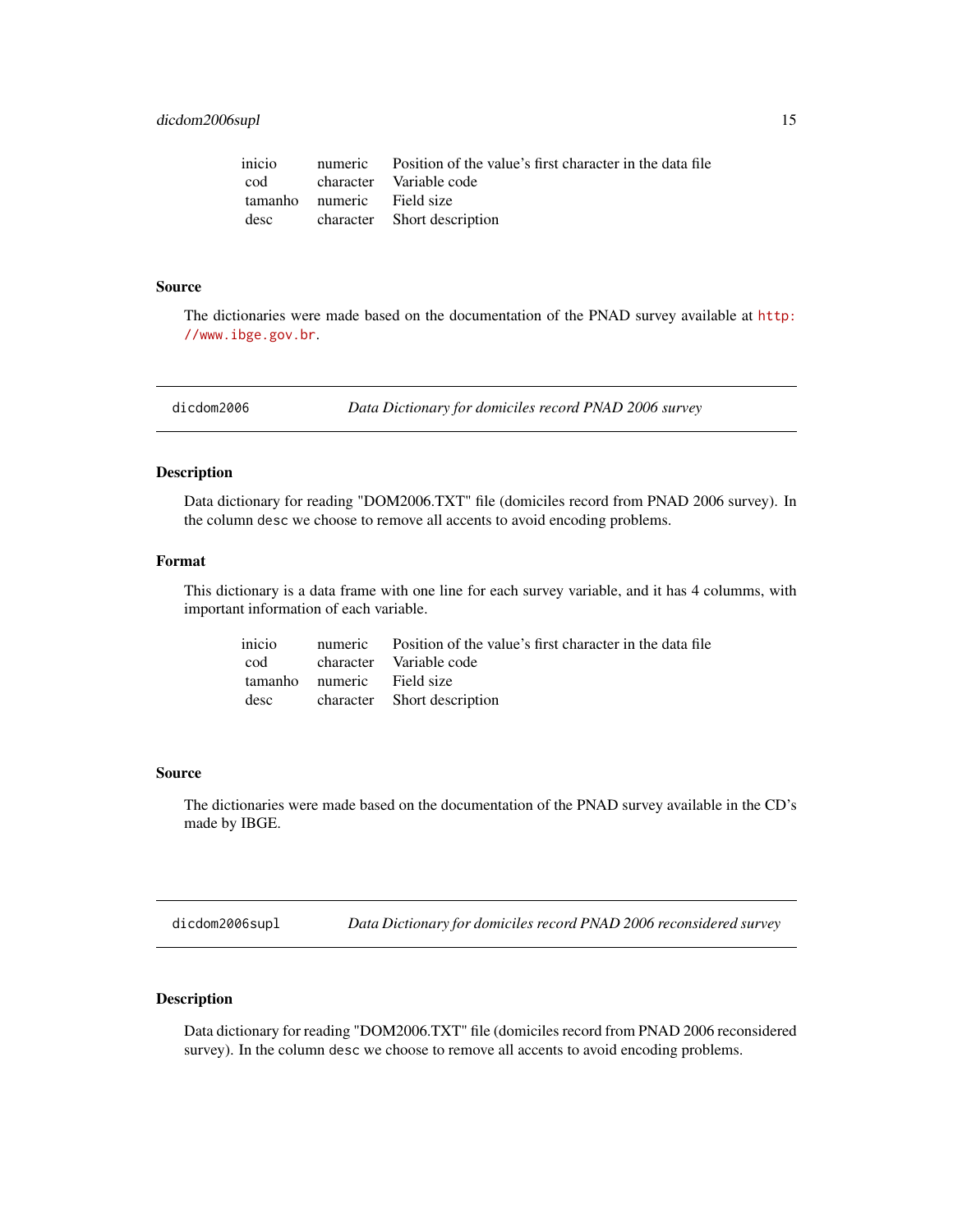| | | |
|---|---|---|
| inicio | numeric | Position of the value's first character in the data file |
| cod | character | Variable code |
| tamanho | numeric | Field size |
| desc | character | Short description |

### Source

The dictionaries were made based on the documentation of the PNAD survey available at http://www.ibge.gov.br.

---

## dicdom2006 — *Data Dictionary for domiciles record PNAD 2006 survey*

### Description

Data dictionary for reading "DOM2006.TXT" file (domiciles record from PNAD 2006 survey). In the column `desc` we choose to remove all accents to avoid encoding problems.

### Format

This dictionary is a data frame with one line for each survey variable, and it has 4 columms, with important information of each variable.

| | | |
|---|---|---|
| inicio | numeric | Position of the value's first character in the data file |
| cod | character | Variable code |
| tamanho | numeric | Field size |
| desc | character | Short description |

### Source

The dictionaries were made based on the documentation of the PNAD survey available in the CD's made by IBGE.

---

## dicdom2006supl — *Data Dictionary for domiciles record PNAD 2006 reconsidered survey*

### Description

Data dictionary for reading "DOM2006.TXT" file (domiciles record from PNAD 2006 reconsidered survey). In the column `desc` we choose to remove all accents to avoid encoding problems.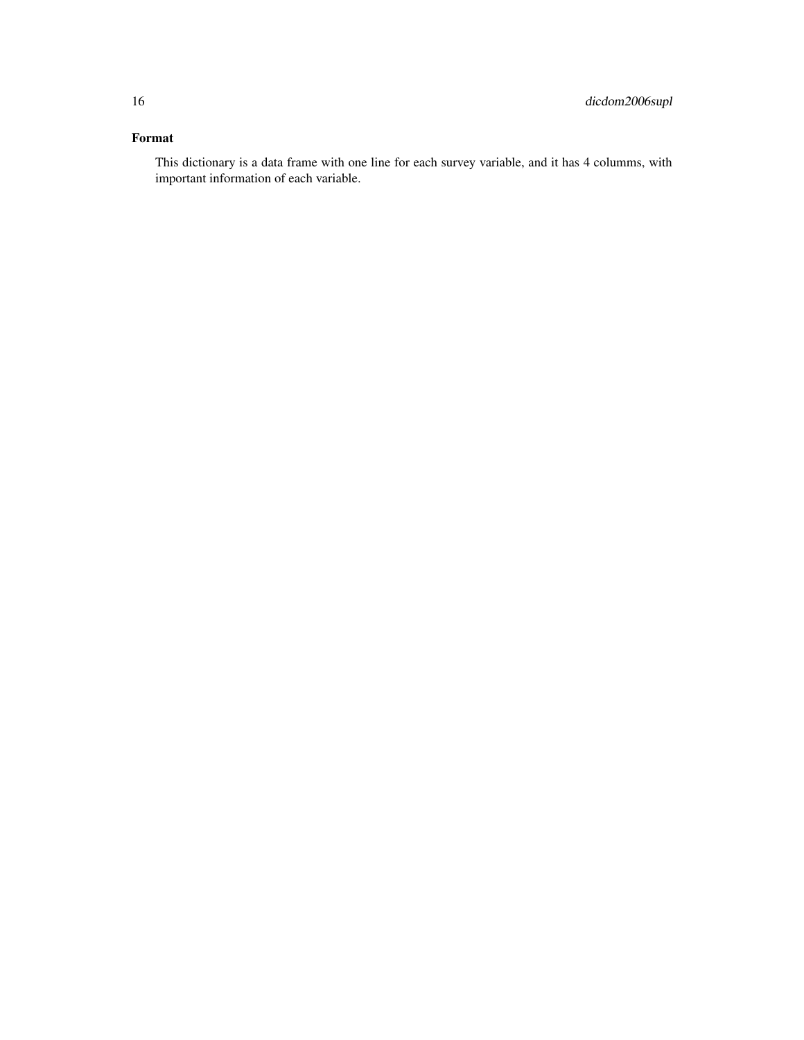### Format

This dictionary is a data frame with one line for each survey variable, and it has 4 columms, with important information of each variable.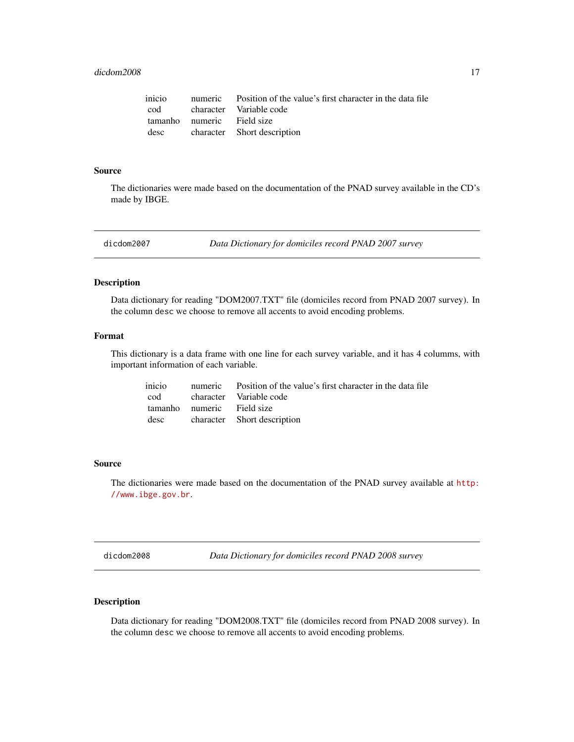| | | |
|---|---|---|
| inicio | numeric | Position of the value's first character in the data file |
| cod | character | Variable code |
| tamanho | numeric | Field size |
| desc | character | Short description |

### Source

The dictionaries were made based on the documentation of the PNAD survey available in the CD's made by IBGE.

---

## dicdom2007 — *Data Dictionary for domiciles record PNAD 2007 survey*

### Description

Data dictionary for reading "DOM2007.TXT" file (domiciles record from PNAD 2007 survey). In the column `desc` we choose to remove all accents to avoid encoding problems.

### Format

This dictionary is a data frame with one line for each survey variable, and it has 4 columms, with important information of each variable.

| | | |
|---|---|---|
| inicio | numeric | Position of the value's first character in the data file |
| cod | character | Variable code |
| tamanho | numeric | Field size |
| desc | character | Short description |

### Source

The dictionaries were made based on the documentation of the PNAD survey available at http://www.ibge.gov.br.

---

## dicdom2008 — *Data Dictionary for domiciles record PNAD 2008 survey*

### Description

Data dictionary for reading "DOM2008.TXT" file (domiciles record from PNAD 2008 survey). In the column `desc` we choose to remove all accents to avoid encoding problems.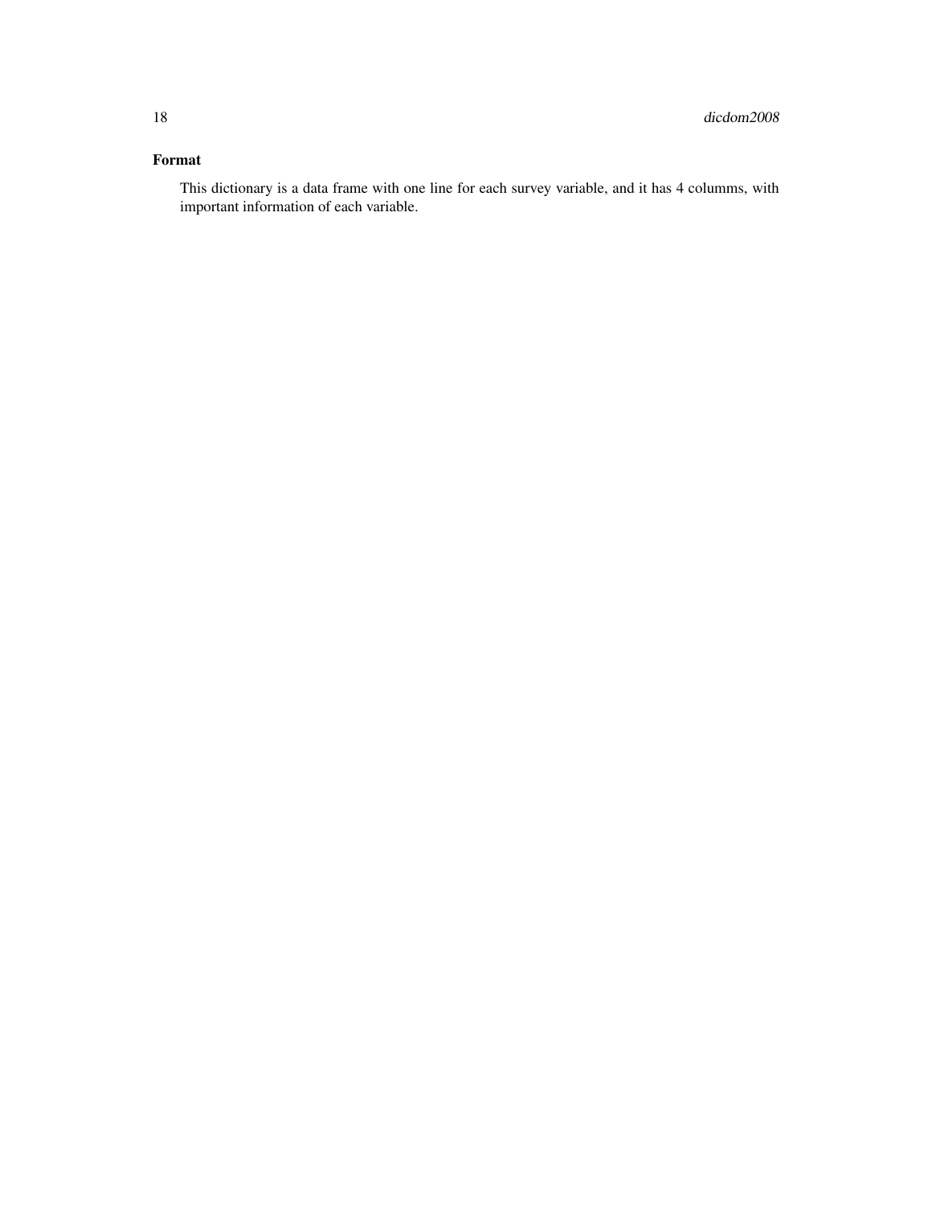### Format

This dictionary is a data frame with one line for each survey variable, and it has 4 columms, with important information of each variable.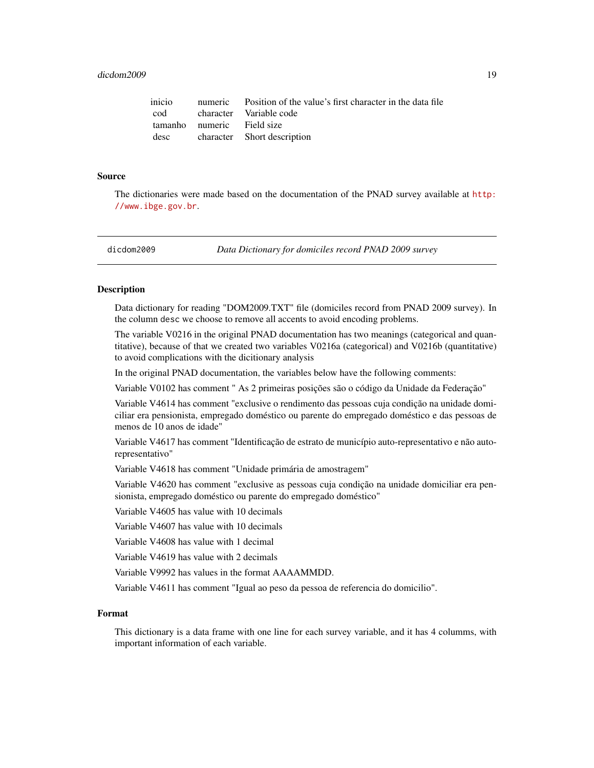| | | |
|---|---|---|
| inicio | numeric | Position of the value's first character in the data file |
| cod | character | Variable code |
| tamanho | numeric | Field size |
| desc | character | Short description |

### Source

The dictionaries were made based on the documentation of the PNAD survey available at http://www.ibge.gov.br.

---

## dicdom2009 — *Data Dictionary for domiciles record PNAD 2009 survey*

### Description

Data dictionary for reading "DOM2009.TXT" file (domiciles record from PNAD 2009 survey). In the column `desc` we choose to remove all accents to avoid encoding problems.

The variable V0216 in the original PNAD documentation has two meanings (categorical and quantitative), because of that we created two variables V0216a (categorical) and V0216b (quantitative) to avoid complications with the dicitionary analysis

In the original PNAD documentation, the variables below have the following comments:

Variable V0102 has comment " As 2 primeiras posições são o código da Unidade da Federação"

Variable V4614 has comment "exclusive o rendimento das pessoas cuja condição na unidade domiciliar era pensionista, empregado doméstico ou parente do empregado doméstico e das pessoas de menos de 10 anos de idade"

Variable V4617 has comment "Identificação de estrato de município auto-representativo e não auto-representativo"

Variable V4618 has comment "Unidade primária de amostragem"

Variable V4620 has comment "exclusive as pessoas cuja condição na unidade domiciliar era pensionista, empregado doméstico ou parente do empregado doméstico"

Variable V4605 has value with 10 decimals

Variable V4607 has value with 10 decimals

Variable V4608 has value with 1 decimal

Variable V4619 has value with 2 decimals

Variable V9992 has values in the format AAAAMMDD.

Variable V4611 has comment "Igual ao peso da pessoa de referencia do domicilio".

### Format

This dictionary is a data frame with one line for each survey variable, and it has 4 columms, with important information of each variable.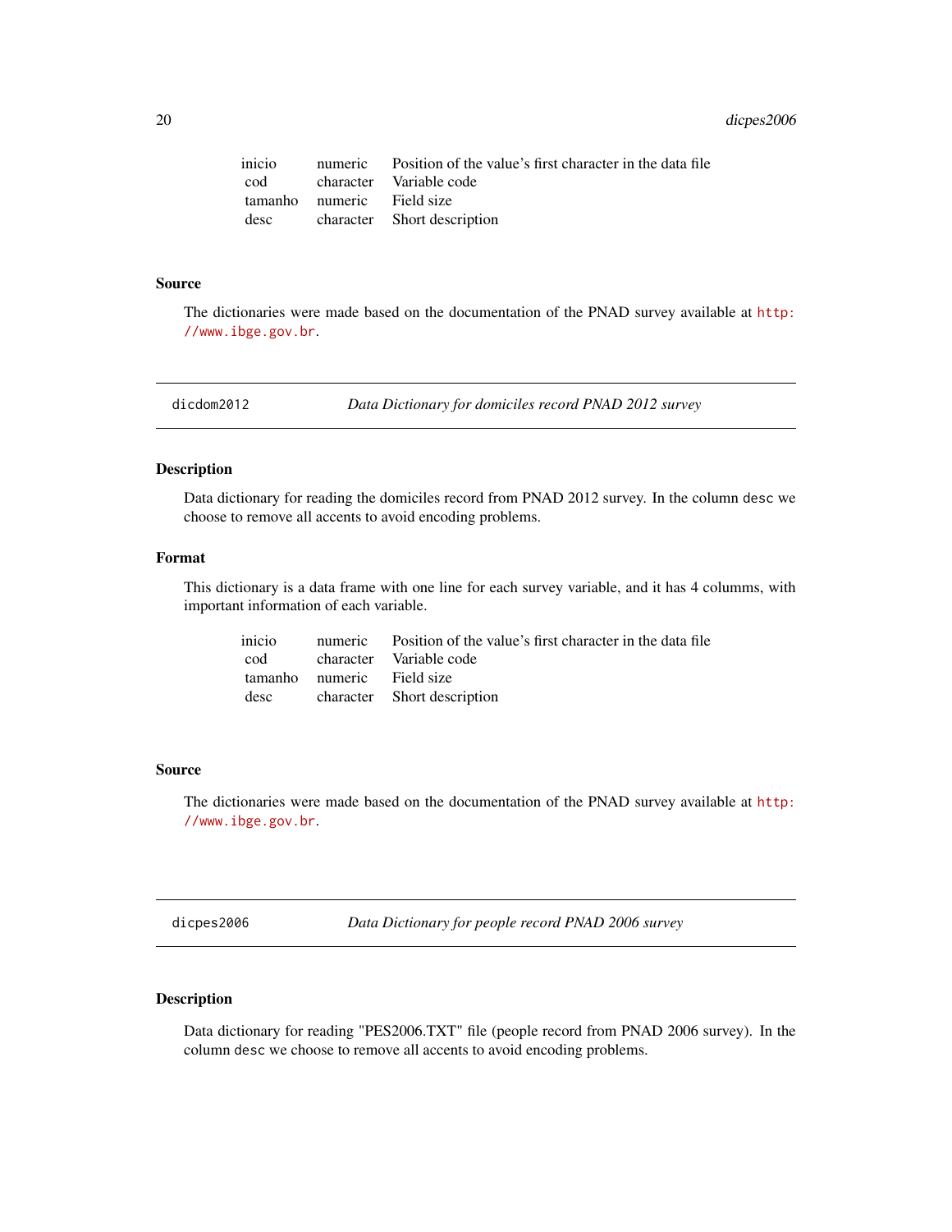| | | |
|---|---|---|
| inicio | numeric | Position of the value's first character in the data file |
| cod | character | Variable code |
| tamanho | numeric | Field size |
| desc | character | Short description |

### Source

The dictionaries were made based on the documentation of the PNAD survey available at http://www.ibge.gov.br.

## dicdom2012 — *Data Dictionary for domiciles record PNAD 2012 survey*

### Description

Data dictionary for reading the domiciles record from PNAD 2012 survey. In the column desc we choose to remove all accents to avoid encoding problems.

### Format

This dictionary is a data frame with one line for each survey variable, and it has 4 columms, with important information of each variable.

| | | |
|---|---|---|
| inicio | numeric | Position of the value's first character in the data file |
| cod | character | Variable code |
| tamanho | numeric | Field size |
| desc | character | Short description |

### Source

The dictionaries were made based on the documentation of the PNAD survey available at http://www.ibge.gov.br.

## dicpes2006 — *Data Dictionary for people record PNAD 2006 survey*

### Description

Data dictionary for reading "PES2006.TXT" file (people record from PNAD 2006 survey). In the column desc we choose to remove all accents to avoid encoding problems.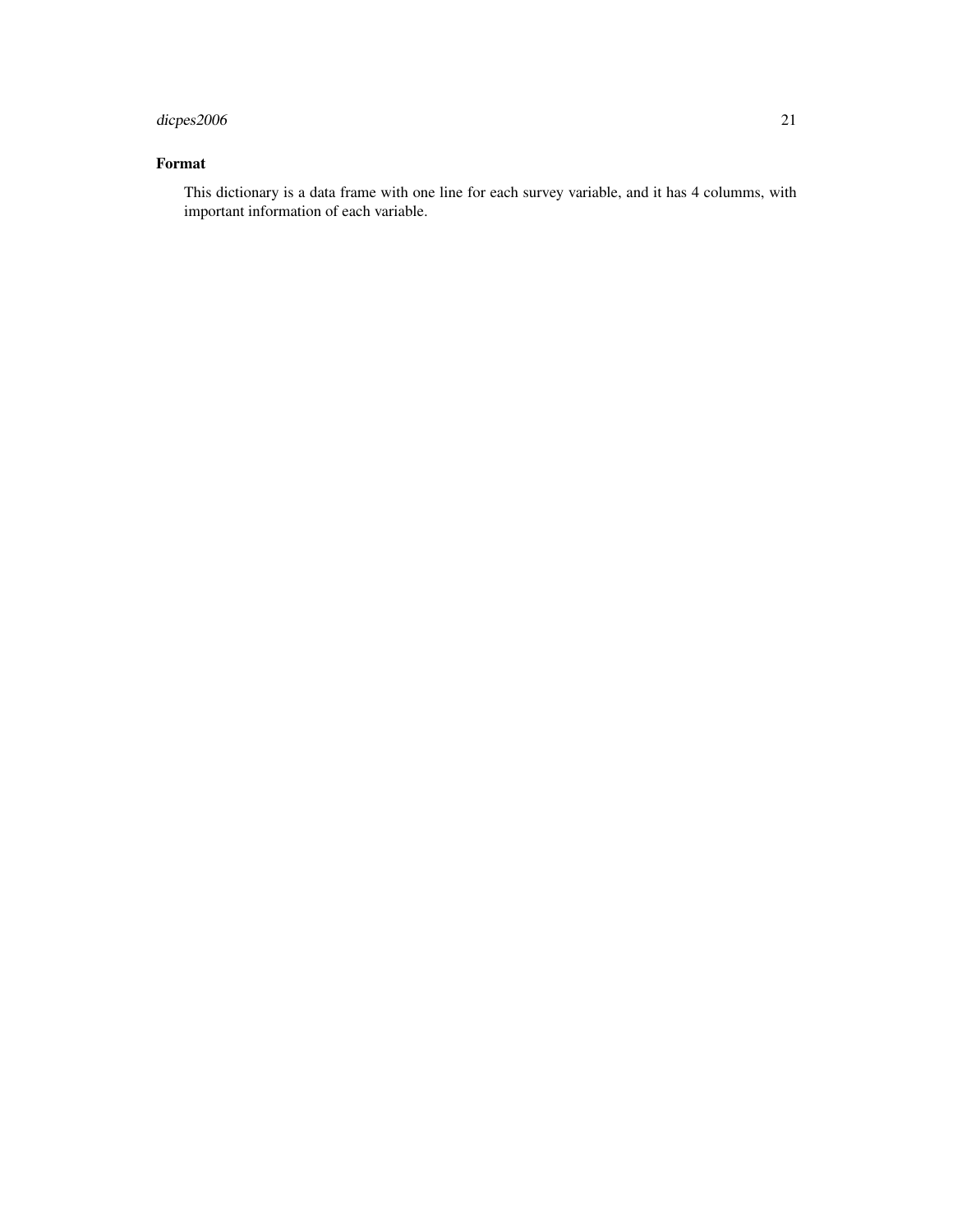## Format

This dictionary is a data frame with one line for each survey variable, and it has 4 columms, with important information of each variable.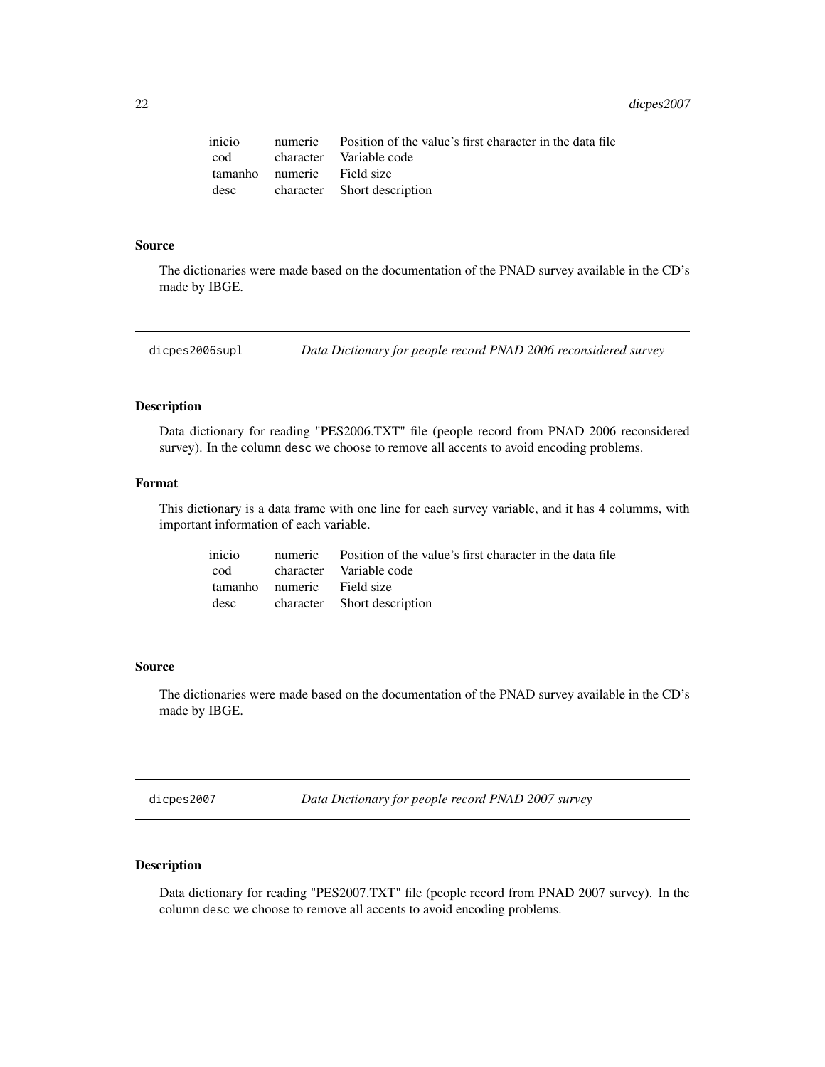| | | |
|---|---|---|
| inicio | numeric | Position of the value's first character in the data file |
| cod | character | Variable code |
| tamanho | numeric | Field size |
| desc | character | Short description |

### Source

The dictionaries were made based on the documentation of the PNAD survey available in the CD's made by IBGE.

## dicpes2006supl — *Data Dictionary for people record PNAD 2006 reconsidered survey*

### Description

Data dictionary for reading "PES2006.TXT" file (people record from PNAD 2006 reconsidered survey). In the column desc we choose to remove all accents to avoid encoding problems.

### Format

This dictionary is a data frame with one line for each survey variable, and it has 4 columms, with important information of each variable.

| | | |
|---|---|---|
| inicio | numeric | Position of the value's first character in the data file |
| cod | character | Variable code |
| tamanho | numeric | Field size |
| desc | character | Short description |

### Source

The dictionaries were made based on the documentation of the PNAD survey available in the CD's made by IBGE.

## dicpes2007 — *Data Dictionary for people record PNAD 2007 survey*

### Description

Data dictionary for reading "PES2007.TXT" file (people record from PNAD 2007 survey). In the column desc we choose to remove all accents to avoid encoding problems.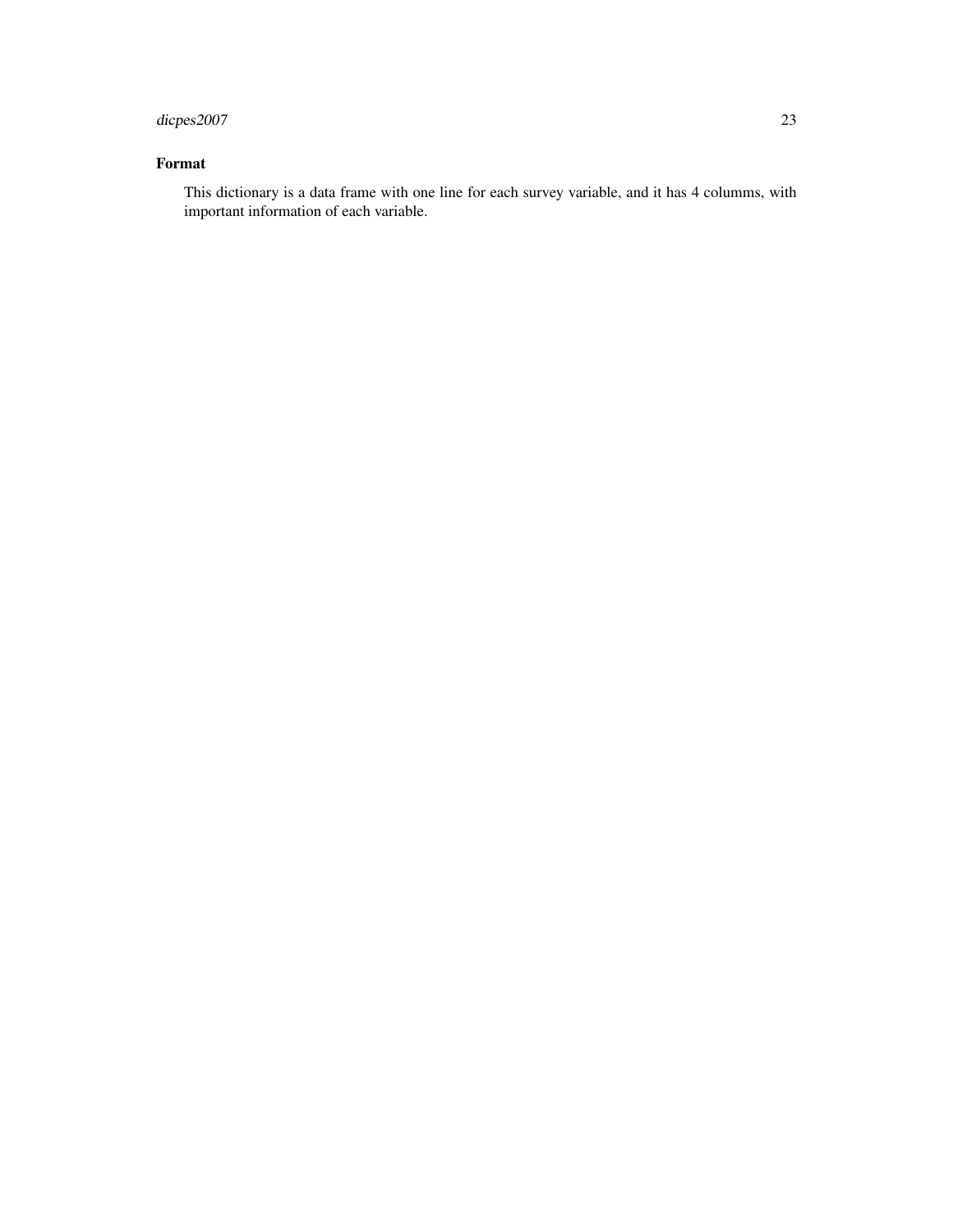### Format

This dictionary is a data frame with one line for each survey variable, and it has 4 columms, with important information of each variable.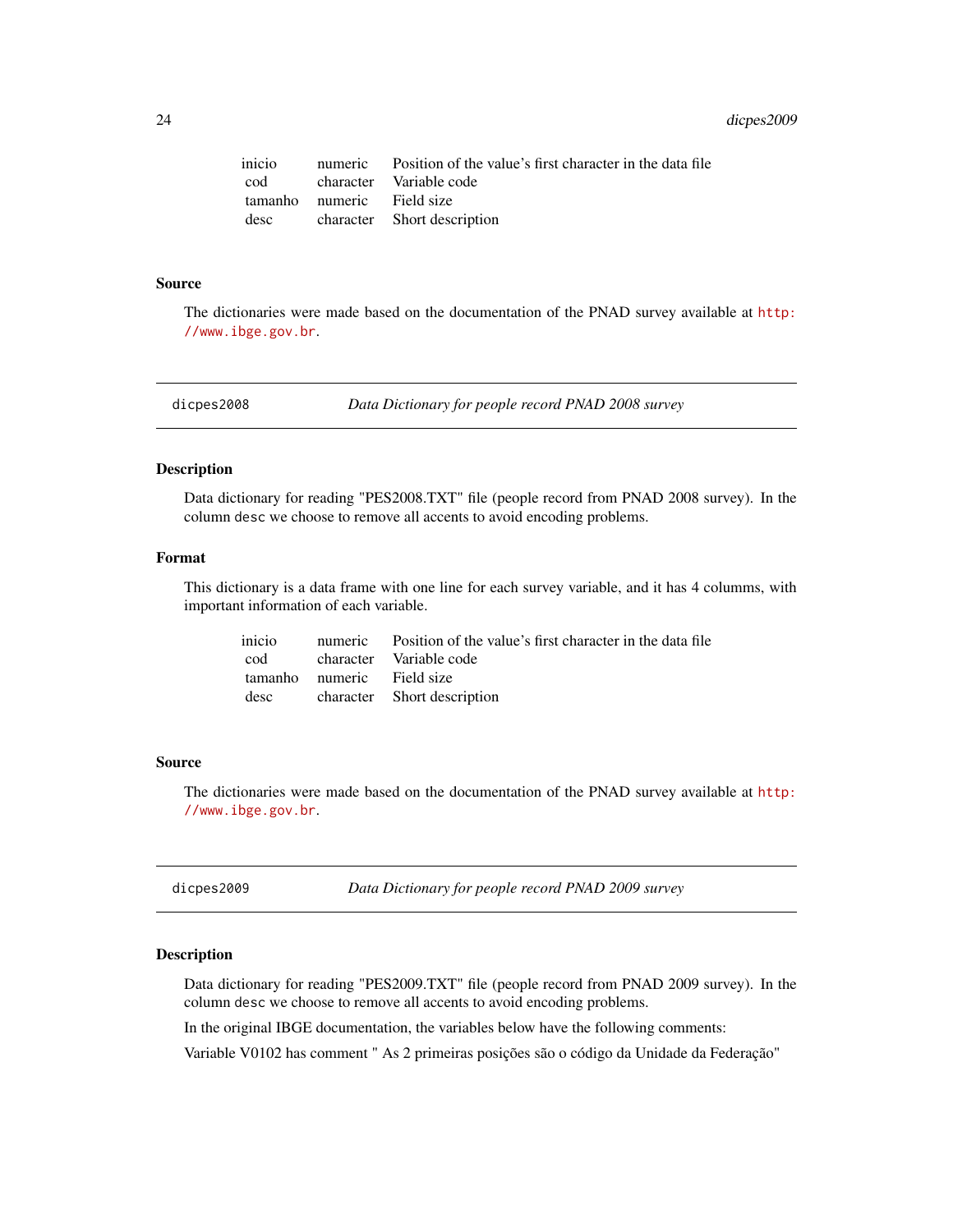| | | |
|---|---|---|
| inicio | numeric | Position of the value's first character in the data file |
| cod | character | Variable code |
| tamanho | numeric | Field size |
| desc | character | Short description |

### Source

The dictionaries were made based on the documentation of the PNAD survey available at http://www.ibge.gov.br.

---

## dicpes2008 — *Data Dictionary for people record PNAD 2008 survey*

---

### Description

Data dictionary for reading "PES2008.TXT" file (people record from PNAD 2008 survey). In the column desc we choose to remove all accents to avoid encoding problems.

### Format

This dictionary is a data frame with one line for each survey variable, and it has 4 columms, with important information of each variable.

| | | |
|---|---|---|
| inicio | numeric | Position of the value's first character in the data file |
| cod | character | Variable code |
| tamanho | numeric | Field size |
| desc | character | Short description |

### Source

The dictionaries were made based on the documentation of the PNAD survey available at http://www.ibge.gov.br.

---

## dicpes2009 — *Data Dictionary for people record PNAD 2009 survey*

---

### Description

Data dictionary for reading "PES2009.TXT" file (people record from PNAD 2009 survey). In the column desc we choose to remove all accents to avoid encoding problems.

In the original IBGE documentation, the variables below have the following comments:

Variable V0102 has comment " As 2 primeiras posições são o código da Unidade da Federação"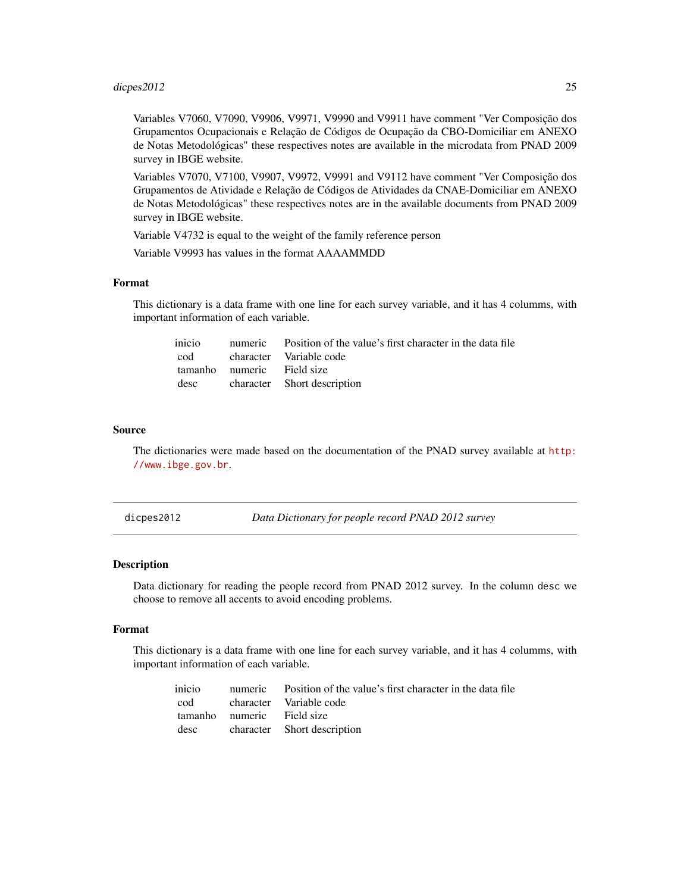Variables V7060, V7090, V9906, V9971, V9990 and V9911 have comment "Ver Composição dos Grupamentos Ocupacionais e Relação de Códigos de Ocupação da CBO-Domiciliar em ANEXO de Notas Metodológicas" these respectives notes are available in the microdata from PNAD 2009 survey in IBGE website.

Variables V7070, V7100, V9907, V9972, V9991 and V9112 have comment "Ver Composição dos Grupamentos de Atividade e Relação de Códigos de Atividades da CNAE-Domiciliar em ANEXO de Notas Metodológicas" these respectives notes are in the available documents from PNAD 2009 survey in IBGE website.

Variable V4732 is equal to the weight of the family reference person

Variable V9993 has values in the format AAAAMMDD

### Format

This dictionary is a data frame with one line for each survey variable, and it has 4 columns, with important information of each variable.

| | | |
|---|---|---|
| inicio | numeric | Position of the value's first character in the data file |
| cod | character | Variable code |
| tamanho | numeric | Field size |
| desc | character | Short description |

### Source

The dictionaries were made based on the documentation of the PNAD survey available at http://www.ibge.gov.br.

---

## dicpes2012 — *Data Dictionary for people record PNAD 2012 survey*

### Description

Data dictionary for reading the people record from PNAD 2012 survey. In the column `desc` we choose to remove all accents to avoid encoding problems.

### Format

This dictionary is a data frame with one line for each survey variable, and it has 4 columns, with important information of each variable.

| | | |
|---|---|---|
| inicio | numeric | Position of the value's first character in the data file |
| cod | character | Variable code |
| tamanho | numeric | Field size |
| desc | character | Short description |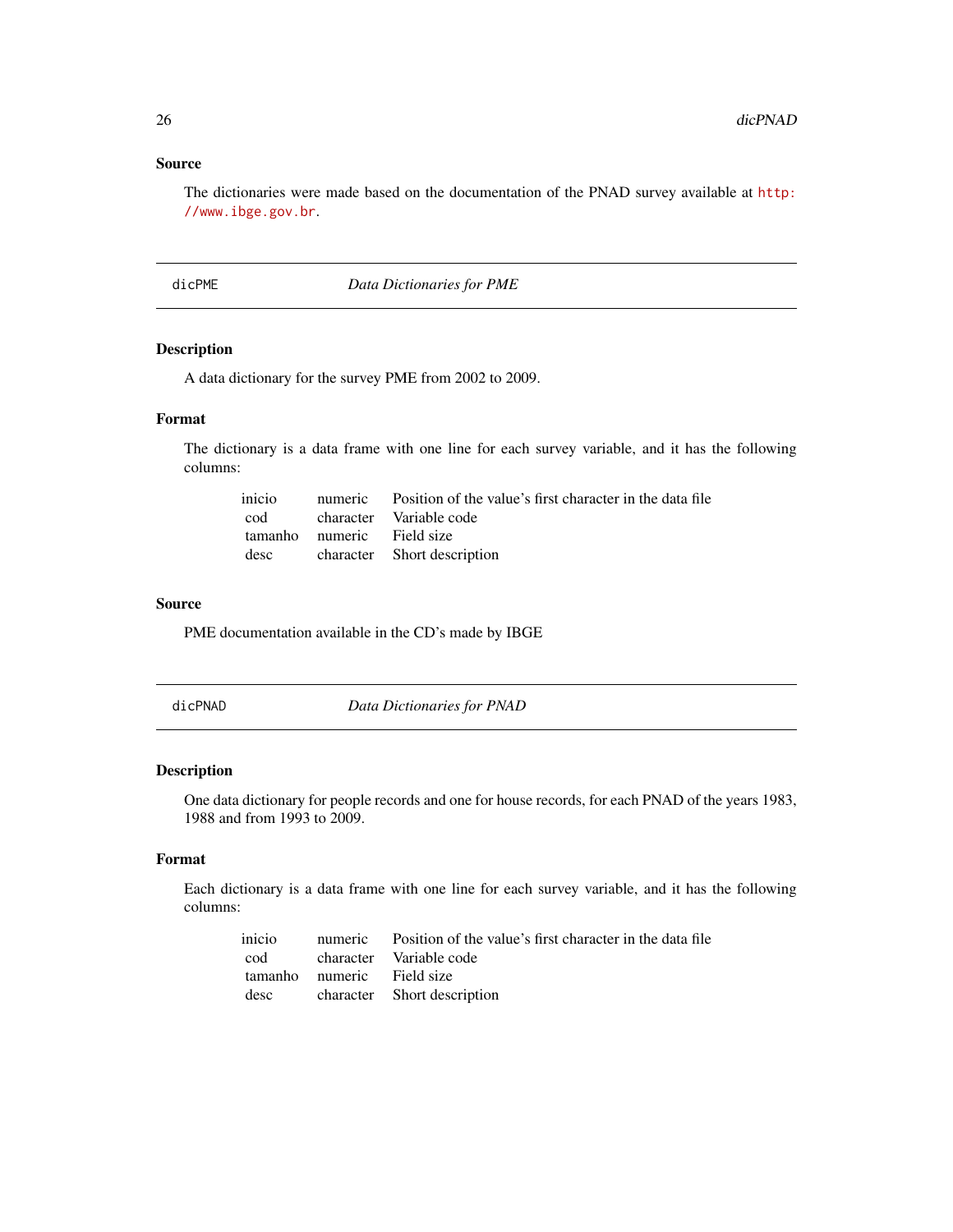### Source

The dictionaries were made based on the documentation of the PNAD survey available at http://www.ibge.gov.br.

---

## dicPME — *Data Dictionaries for PME*

### Description

A data dictionary for the survey PME from 2002 to 2009.

### Format

The dictionary is a data frame with one line for each survey variable, and it has the following columns:

| | | |
|---|---|---|
| inicio | numeric | Position of the value's first character in the data file |
| cod | character | Variable code |
| tamanho | numeric | Field size |
| desc | character | Short description |

### Source

PME documentation available in the CD's made by IBGE

---

## dicPNAD — *Data Dictionaries for PNAD*

### Description

One data dictionary for people records and one for house records, for each PNAD of the years 1983, 1988 and from 1993 to 2009.

### Format

Each dictionary is a data frame with one line for each survey variable, and it has the following columns:

| | | |
|---|---|---|
| inicio | numeric | Position of the value's first character in the data file |
| cod | character | Variable code |
| tamanho | numeric | Field size |
| desc | character | Short description |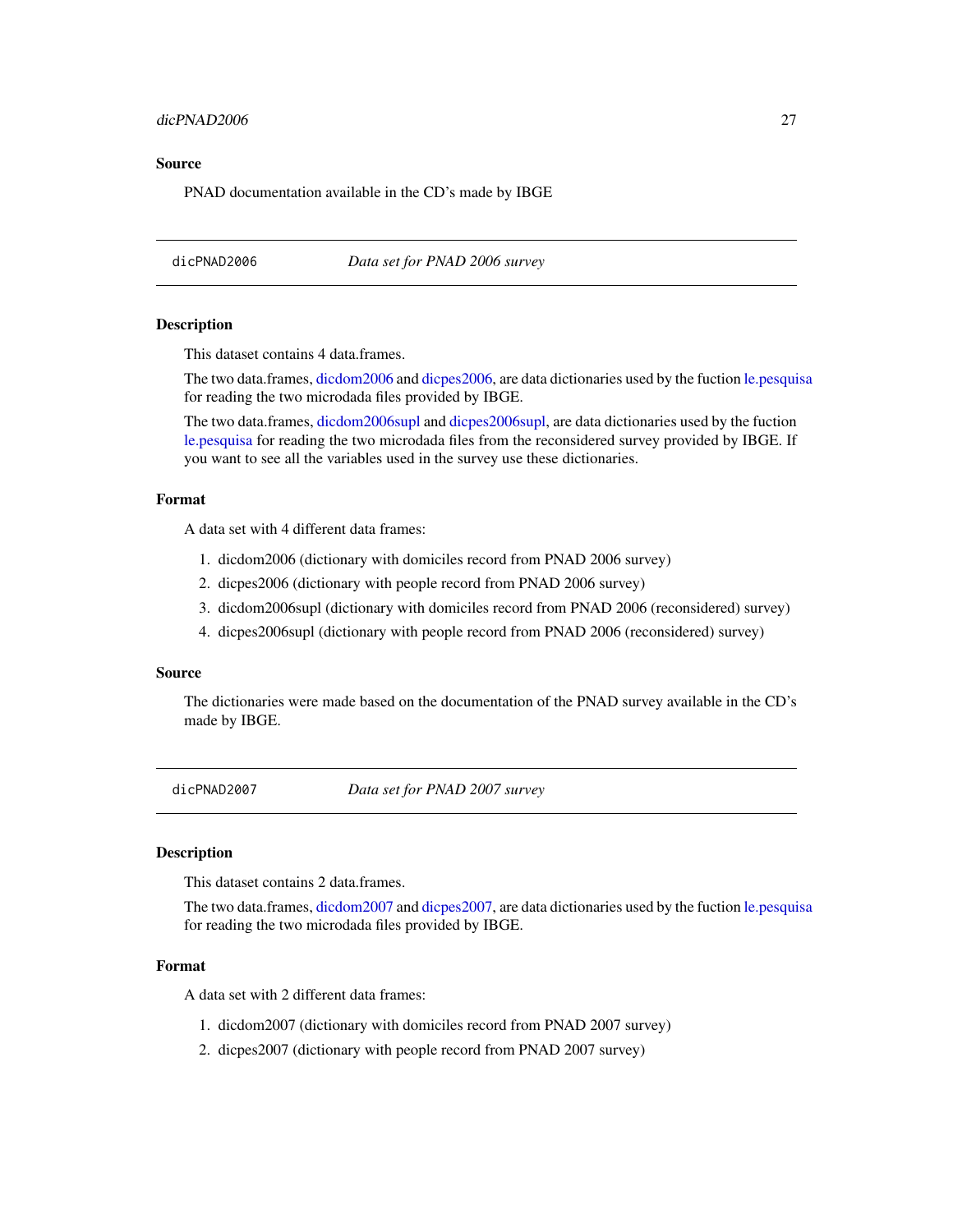### Source

PNAD documentation available in the CD's made by IBGE

---

## dicPNAD2006 *Data set for PNAD 2006 survey*

### Description

This dataset contains 4 data.frames.

The two data.frames, dicdom2006 and dicpes2006, are data dictionaries used by the fuction le.pesquisa for reading the two microdada files provided by IBGE.

The two data.frames, dicdom2006supl and dicpes2006supl, are data dictionaries used by the fuction le.pesquisa for reading the two microdada files from the reconsidered survey provided by IBGE. If you want to see all the variables used in the survey use these dictionaries.

### Format

A data set with 4 different data frames:

1. dicdom2006 (dictionary with domiciles record from PNAD 2006 survey)
2. dicpes2006 (dictionary with people record from PNAD 2006 survey)
3. dicdom2006supl (dictionary with domiciles record from PNAD 2006 (reconsidered) survey)
4. dicpes2006supl (dictionary with people record from PNAD 2006 (reconsidered) survey)

### Source

The dictionaries were made based on the documentation of the PNAD survey available in the CD's made by IBGE.

---

## dicPNAD2007 *Data set for PNAD 2007 survey*

### Description

This dataset contains 2 data.frames.

The two data.frames, dicdom2007 and dicpes2007, are data dictionaries used by the fuction le.pesquisa for reading the two microdada files provided by IBGE.

### Format

A data set with 2 different data frames:

1. dicdom2007 (dictionary with domiciles record from PNAD 2007 survey)
2. dicpes2007 (dictionary with people record from PNAD 2007 survey)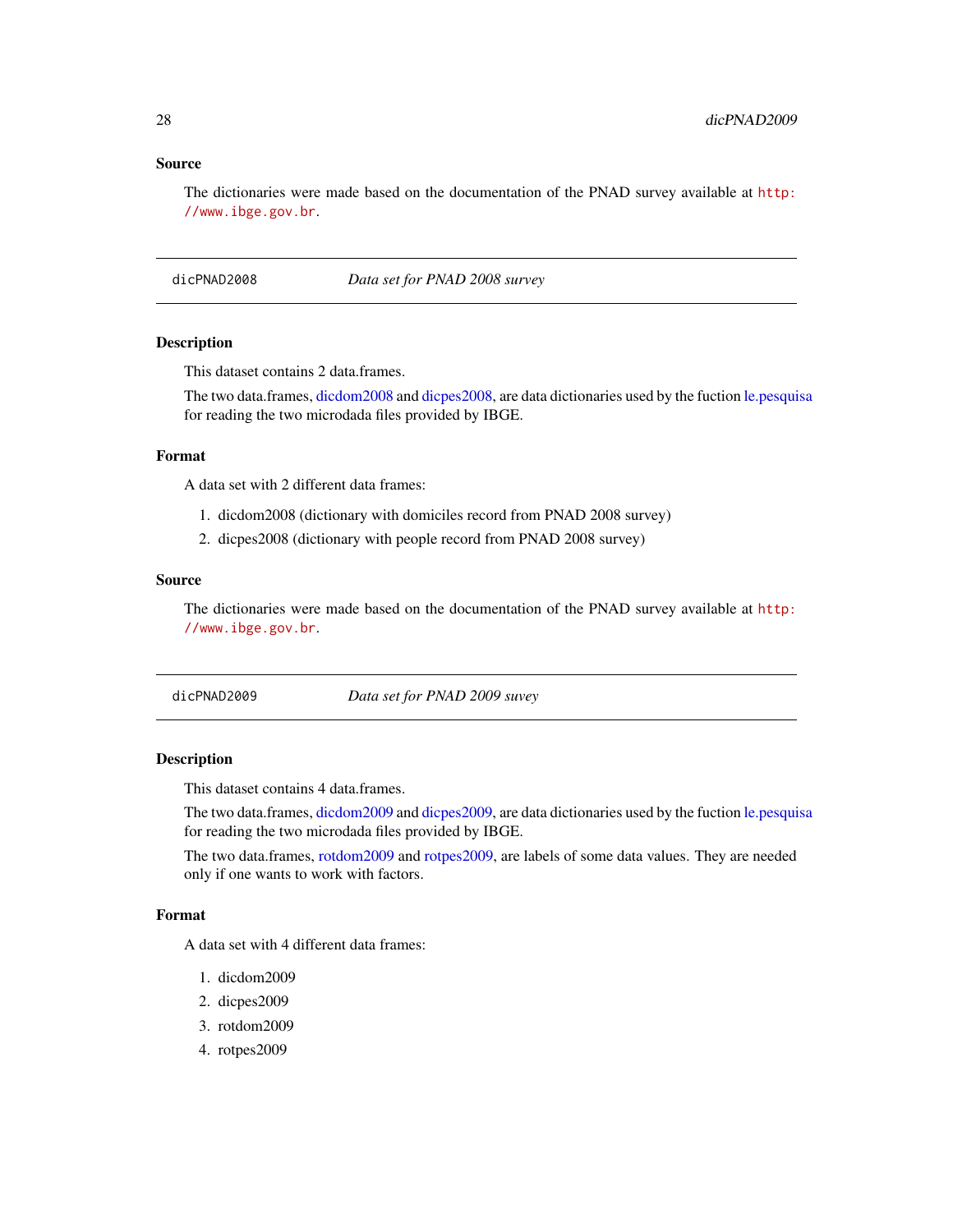### Source

The dictionaries were made based on the documentation of the PNAD survey available at http://www.ibge.gov.br.

---

## dicPNAD2008 *Data set for PNAD 2008 survey*

### Description

This dataset contains 2 data.frames.

The two data.frames, dicdom2008 and dicpes2008, are data dictionaries used by the fuction le.pesquisa for reading the two microdada files provided by IBGE.

### Format

A data set with 2 different data frames:

1. dicdom2008 (dictionary with domiciles record from PNAD 2008 survey)
2. dicpes2008 (dictionary with people record from PNAD 2008 survey)

### Source

The dictionaries were made based on the documentation of the PNAD survey available at http://www.ibge.gov.br.

---

## dicPNAD2009 *Data set for PNAD 2009 suvey*

### Description

This dataset contains 4 data.frames.

The two data.frames, dicdom2009 and dicpes2009, are data dictionaries used by the fuction le.pesquisa for reading the two microdada files provided by IBGE.

The two data.frames, rotdom2009 and rotpes2009, are labels of some data values. They are needed only if one wants to work with factors.

### Format

A data set with 4 different data frames:

1. dicdom2009
2. dicpes2009
3. rotdom2009
4. rotpes2009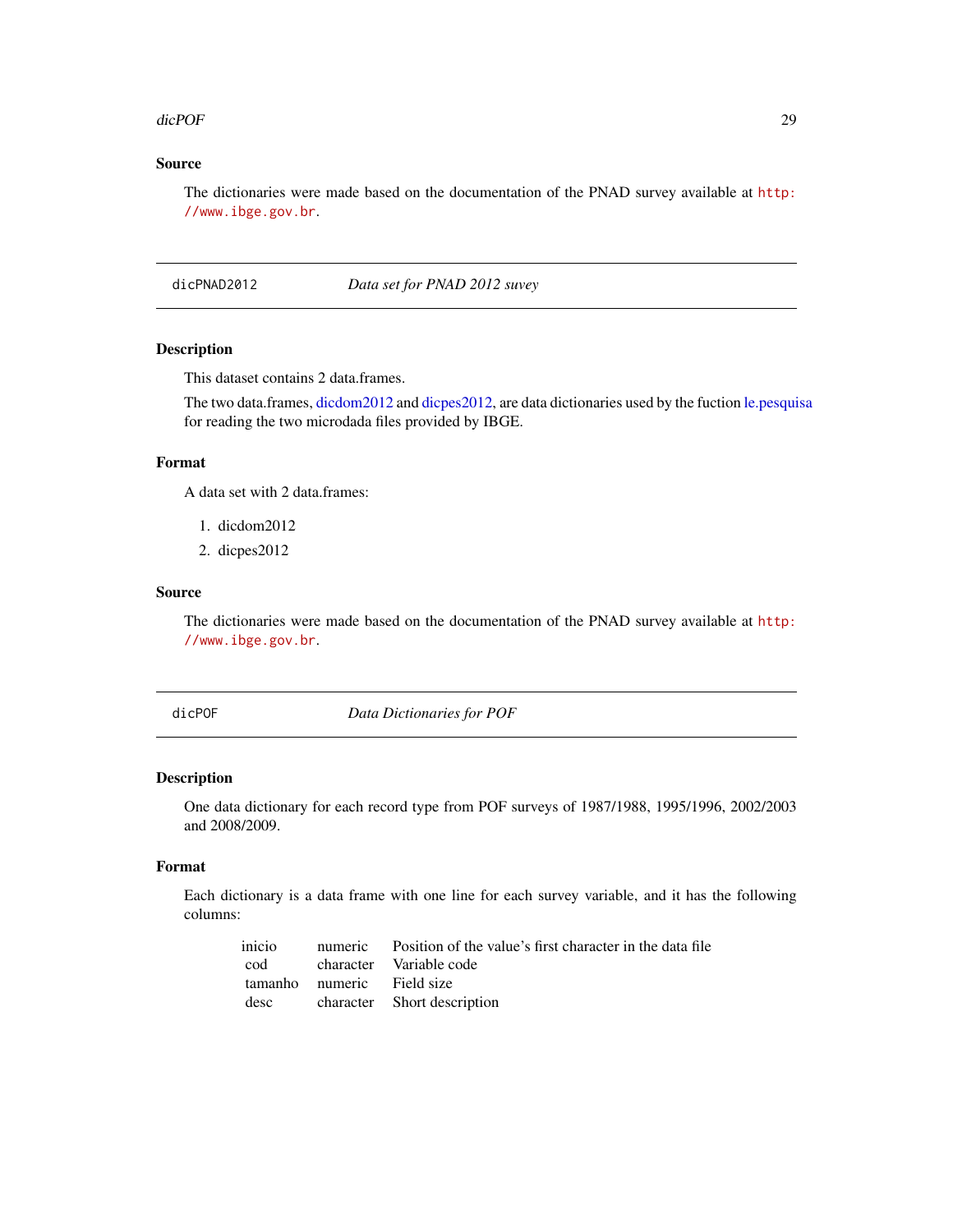### Source

The dictionaries were made based on the documentation of the PNAD survey available at http://www.ibge.gov.br.

---

## dicPNAD2012 *Data set for PNAD 2012 suvey*

### Description

This dataset contains 2 data.frames.

The two data.frames, dicdom2012 and dicpes2012, are data dictionaries used by the fuction le.pesquisa for reading the two microdada files provided by IBGE.

### Format

A data set with 2 data.frames:

1. dicdom2012
2. dicpes2012

### Source

The dictionaries were made based on the documentation of the PNAD survey available at http://www.ibge.gov.br.

---

## dicPOF *Data Dictionaries for POF*

### Description

One data dictionary for each record type from POF surveys of 1987/1988, 1995/1996, 2002/2003 and 2008/2009.

### Format

Each dictionary is a data frame with one line for each survey variable, and it has the following columns:

| | | |
|---|---|---|
| inicio | numeric | Position of the value's first character in the data file |
| cod | character | Variable code |
| tamanho | numeric | Field size |
| desc | character | Short description |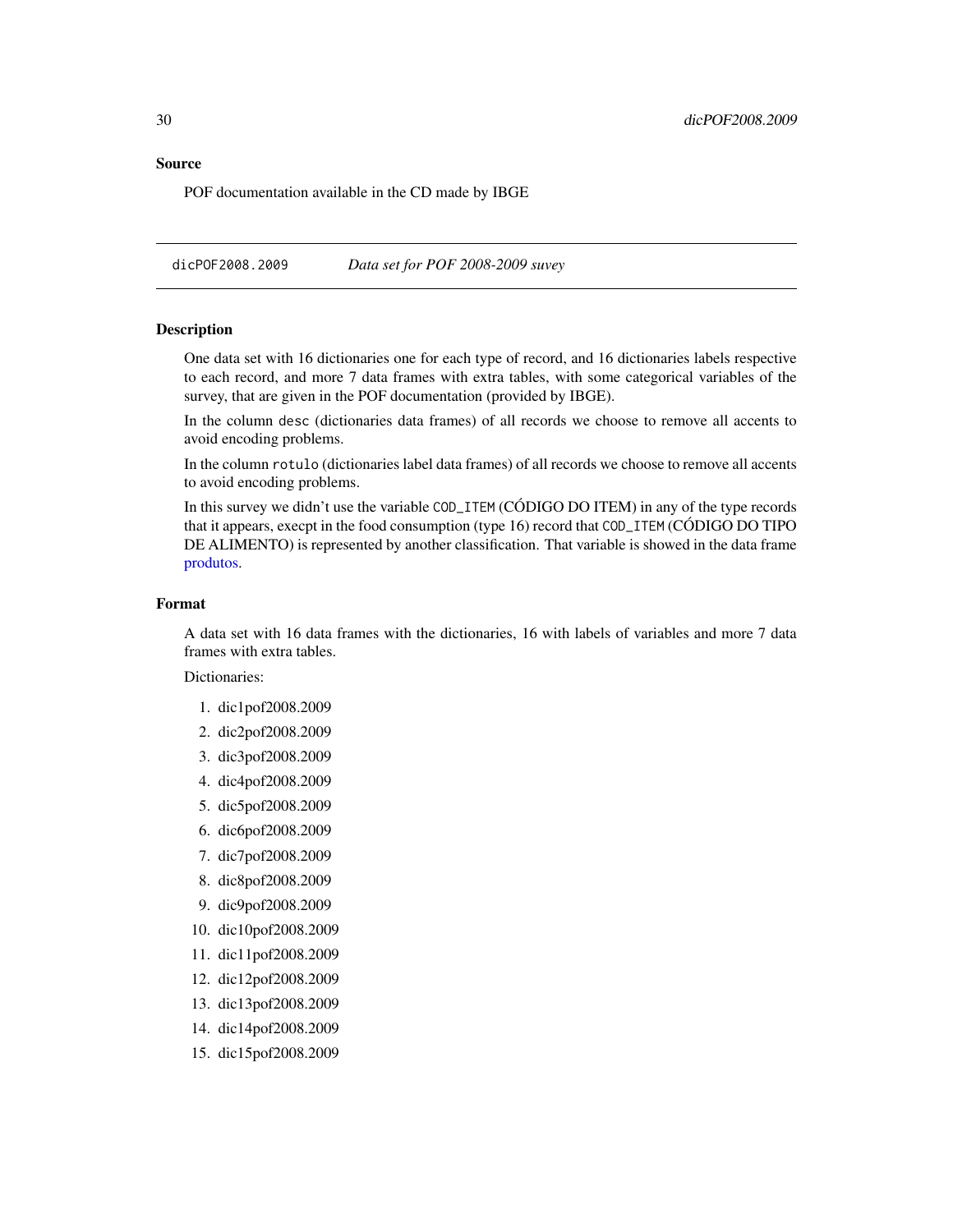## Source

POF documentation available in the CD made by IBGE

---

dicPOF2008.2009 *Data set for POF 2008-2009 suvey*

---

## Description

One data set with 16 dictionaries one for each type of record, and 16 dictionaries labels respective to each record, and more 7 data frames with extra tables, with some categorical variables of the survey, that are given in the POF documentation (provided by IBGE).

In the column `desc` (dictionaries data frames) of all records we choose to remove all accents to avoid encoding problems.

In the column `rotulo` (dictionaries label data frames) of all records we choose to remove all accents to avoid encoding problems.

In this survey we didn't use the variable `COD_ITEM` (CÓDIGO DO ITEM) in any of the type records that it appears, execpt in the food consumption (type 16) record that `COD_ITEM` (CÓDIGO DO TIPO DE ALIMENTO) is represented by another classification. That variable is showed in the data frame produtos.

## Format

A data set with 16 data frames with the dictionaries, 16 with labels of variables and more 7 data frames with extra tables.

Dictionaries:

1. dic1pof2008.2009
2. dic2pof2008.2009
3. dic3pof2008.2009
4. dic4pof2008.2009
5. dic5pof2008.2009
6. dic6pof2008.2009
7. dic7pof2008.2009
8. dic8pof2008.2009
9. dic9pof2008.2009
10. dic10pof2008.2009
11. dic11pof2008.2009
12. dic12pof2008.2009
13. dic13pof2008.2009
14. dic14pof2008.2009
15. dic15pof2008.2009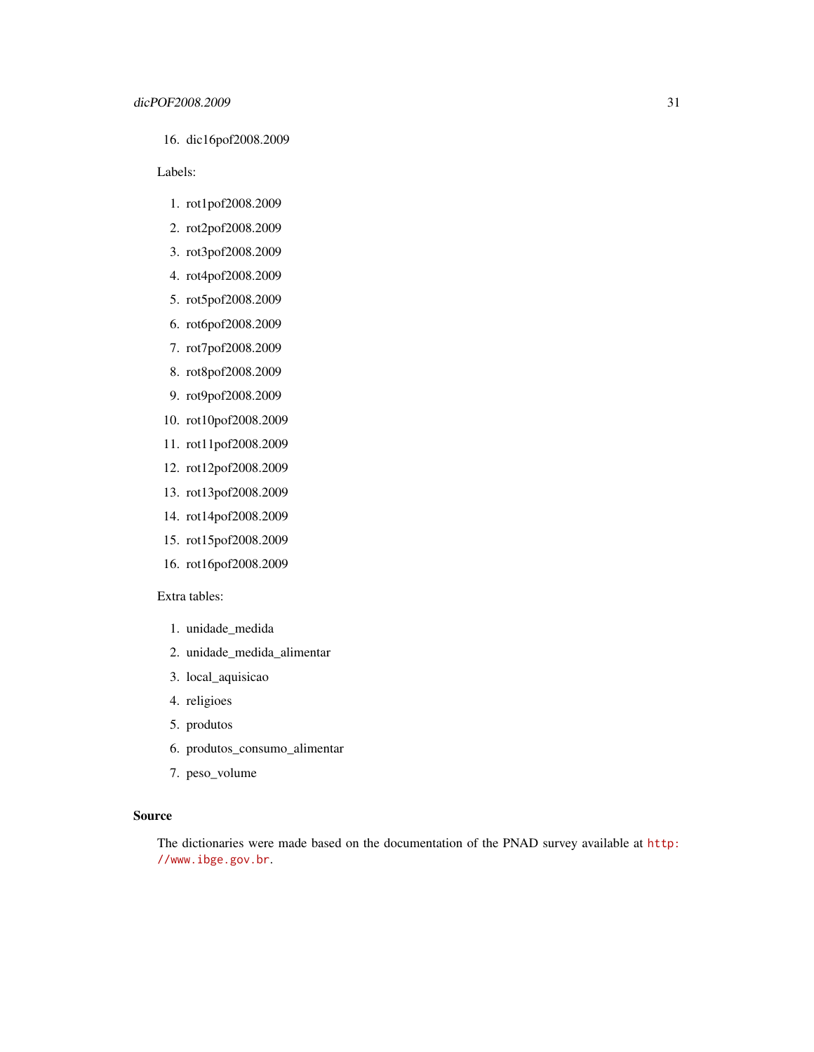16. dic16pof2008.2009

Labels:

1. rot1pof2008.2009
2. rot2pof2008.2009
3. rot3pof2008.2009
4. rot4pof2008.2009
5. rot5pof2008.2009
6. rot6pof2008.2009
7. rot7pof2008.2009
8. rot8pof2008.2009
9. rot9pof2008.2009
10. rot10pof2008.2009
11. rot11pof2008.2009
12. rot12pof2008.2009
13. rot13pof2008.2009
14. rot14pof2008.2009
15. rot15pof2008.2009
16. rot16pof2008.2009

Extra tables:

1. unidade_medida
2. unidade_medida_alimentar
3. local_aquisicao
4. religioes
5. produtos
6. produtos_consumo_alimentar
7. peso_volume

### Source

The dictionaries were made based on the documentation of the PNAD survey available at http://www.ibge.gov.br.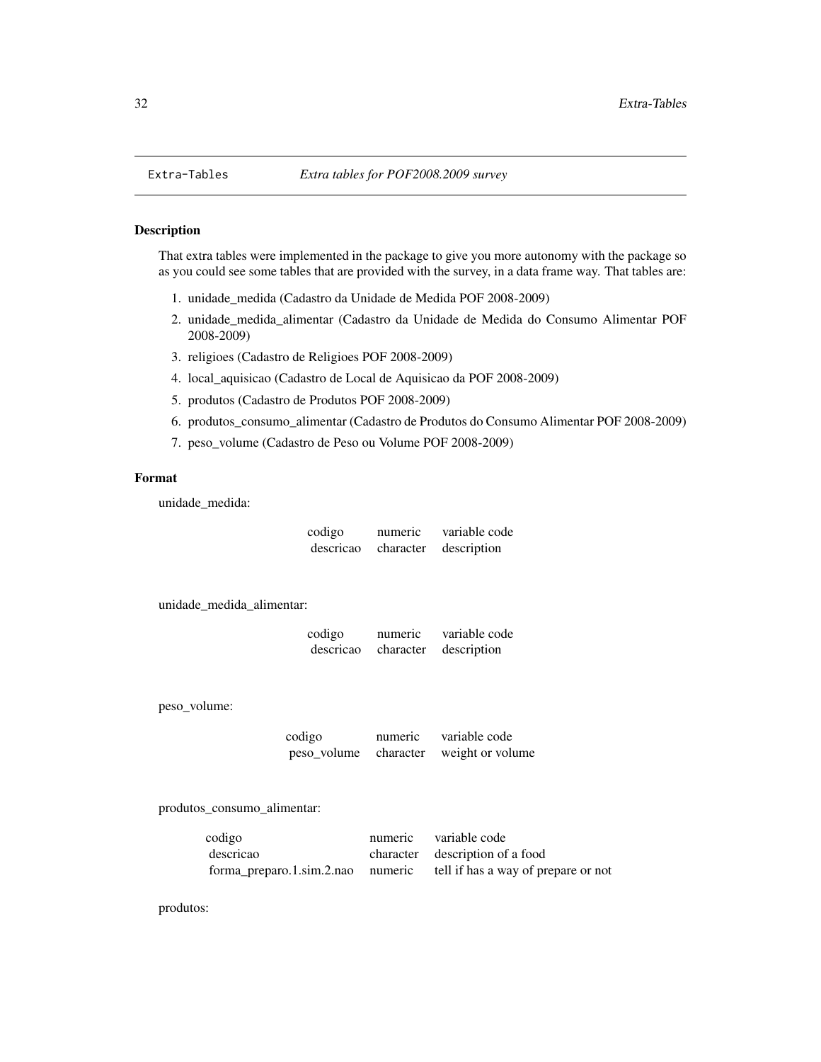## Extra-Tables *Extra tables for POF2008.2009 survey*

### Description

That extra tables were implemented in the package to give you more autonomy with the package so as you could see some tables that are provided with the survey, in a data frame way. That tables are:

1. unidade_medida (Cadastro da Unidade de Medida POF 2008-2009)
2. unidade_medida_alimentar (Cadastro da Unidade de Medida do Consumo Alimentar POF 2008-2009)
3. religioes (Cadastro de Religioes POF 2008-2009)
4. local_aquisicao (Cadastro de Local de Aquisicao da POF 2008-2009)
5. produtos (Cadastro de Produtos POF 2008-2009)
6. produtos_consumo_alimentar (Cadastro de Produtos do Consumo Alimentar POF 2008-2009)
7. peso_volume (Cadastro de Peso ou Volume POF 2008-2009)

### Format

unidade_medida:

| | | |
|---|---|---|
| codigo | numeric | variable code |
| descricao | character | description |

unidade_medida_alimentar:

| | | |
|---|---|---|
| codigo | numeric | variable code |
| descricao | character | description |

peso_volume:

| | | |
|---|---|---|
| codigo | numeric | variable code |
| peso_volume | character | weight or volume |

produtos_consumo_alimentar:

| | | |
|---|---|---|
| codigo | numeric | variable code |
| descricao | character | description of a food |
| forma_preparo.1.sim.2.nao | numeric | tell if has a way of prepare or not |

produtos: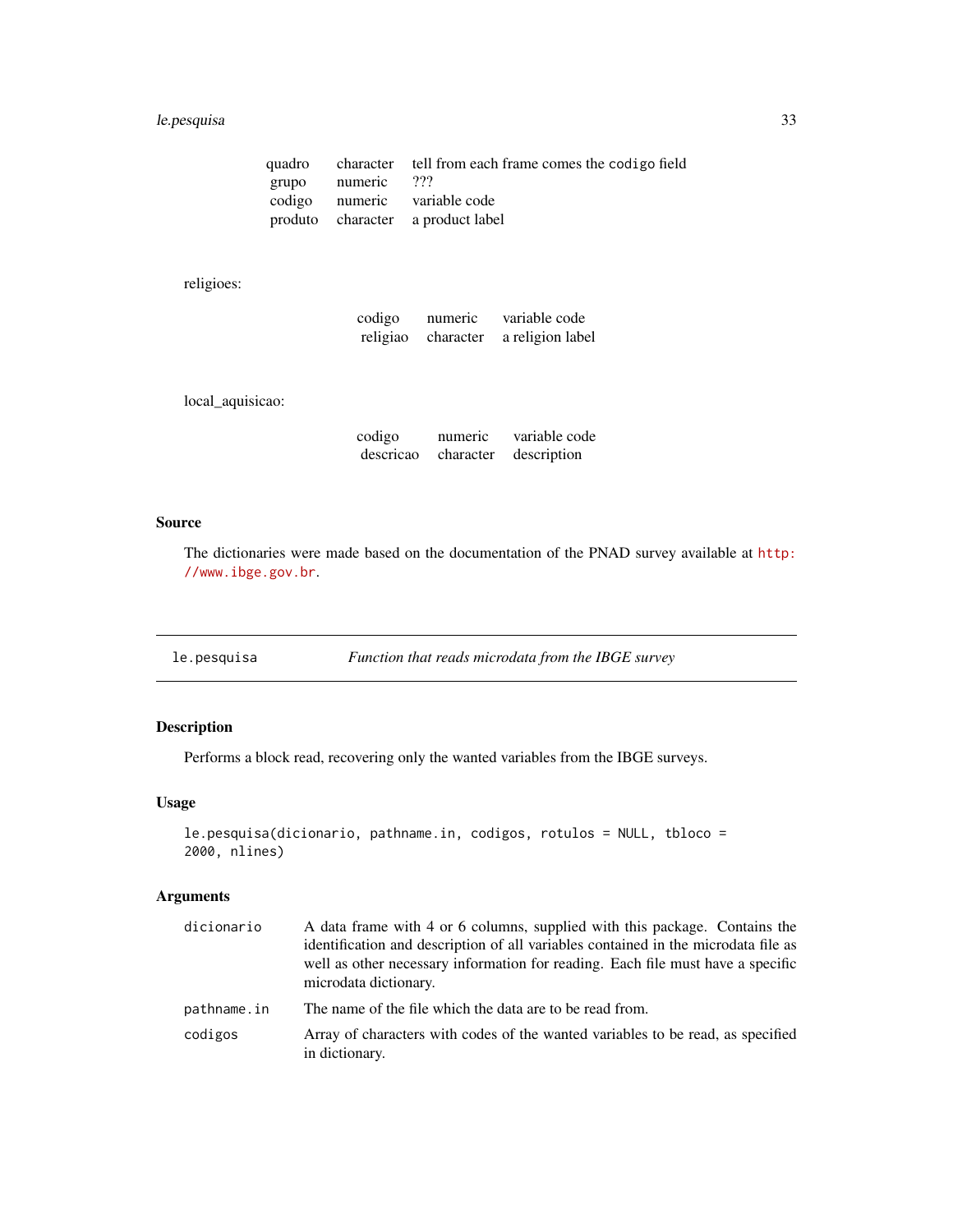| | | |
|---|---|---|
| quadro | character | tell from each frame comes the codigo field |
| grupo | numeric | ??? |
| codigo | numeric | variable code |
| produto | character | a product label |

religioes:

| | | |
|---|---|---|
| codigo | numeric | variable code |
| religiao | character | a religion label |

local_aquisicao:

| | | |
|---|---|---|
| codigo | numeric | variable code |
| descricao | character | description |

### Source

The dictionaries were made based on the documentation of the PNAD survey available at http://www.ibge.gov.br.

---

## le.pesquisa — *Function that reads microdata from the IBGE survey*

### Description

Performs a block read, recovering only the wanted variables from the IBGE surveys.

### Usage

```
le.pesquisa(dicionario, pathname.in, codigos, rotulos = NULL, tbloco =
2000, nlines)
```

### Arguments

| | |
|---|---|
| `dicionario` | A data frame with 4 or 6 columns, supplied with this package. Contains the identification and description of all variables contained in the microdata file as well as other necessary information for reading. Each file must have a specific microdata dictionary. |
| `pathname.in` | The name of the file which the data are to be read from. |
| `codigos` | Array of characters with codes of the wanted variables to be read, as specified in dictionary. |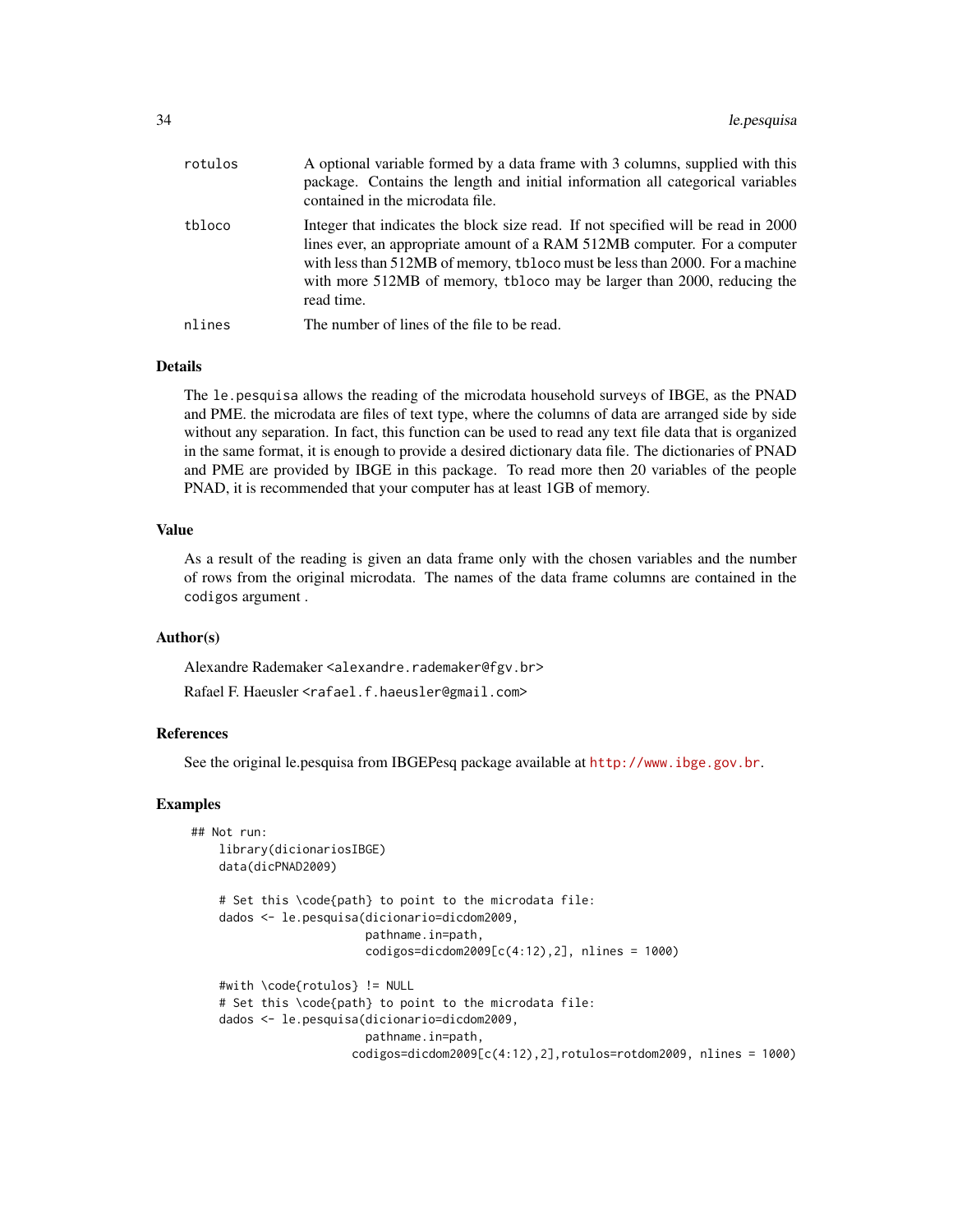| | |
|---|---|
| rotulos | A optional variable formed by a data frame with 3 columns, supplied with this package. Contains the length and initial information all categorical variables contained in the microdata file. |
| tbloco | Integer that indicates the block size read. If not specified will be read in 2000 lines ever, an appropriate amount of a RAM 512MB computer. For a computer with less than 512MB of memory, tbloco must be less than 2000. For a machine with more 512MB of memory, tbloco may be larger than 2000, reducing the read time. |
| nlines | The number of lines of the file to be read. |

### Details

The le.pesquisa allows the reading of the microdata household surveys of IBGE, as the PNAD and PME. the microdata are files of text type, where the columns of data are arranged side by side without any separation. In fact, this function can be used to read any text file data that is organized in the same format, it is enough to provide a desired dictionary data file. The dictionaries of PNAD and PME are provided by IBGE in this package. To read more then 20 variables of the people PNAD, it is recommended that your computer has at least 1GB of memory.

### Value

As a result of the reading is given an data frame only with the chosen variables and the number of rows from the original microdata. The names of the data frame columns are contained in the codigos argument .

### Author(s)

Alexandre Rademaker <alexandre.rademaker@fgv.br>

Rafael F. Haeusler <rafael.f.haeusler@gmail.com>

### References

See the original le.pesquisa from IBGEPesq package available at http://www.ibge.gov.br.

### Examples

```
## Not run:
    library(dicionariosIBGE)
    data(dicPNAD2009)

    # Set this \code{path} to point to the microdata file:
    dados <- le.pesquisa(dicionario=dicdom2009,
                         pathname.in=path,
                         codigos=dicdom2009[c(4:12),2], nlines = 1000)

    #with \code{rotulos} != NULL
    # Set this \code{path} to point to the microdata file:
    dados <- le.pesquisa(dicionario=dicdom2009,
                         pathname.in=path,
                       codigos=dicdom2009[c(4:12),2],rotulos=rotdom2009, nlines = 1000)
```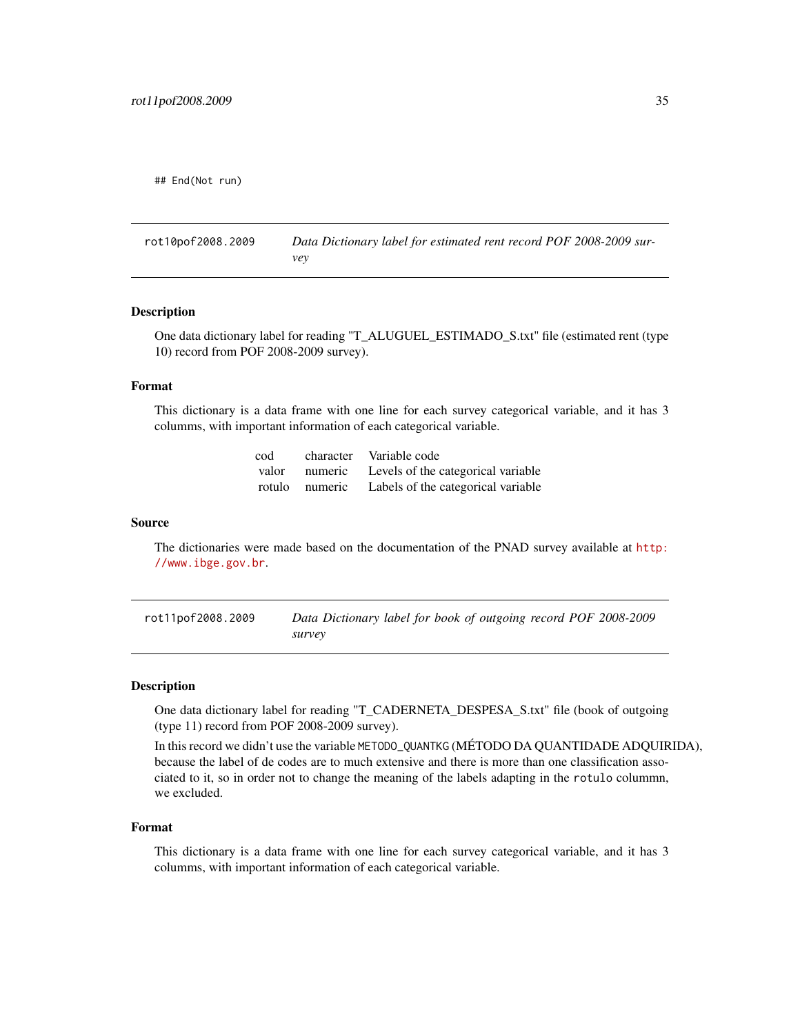```
## End(Not run)
```

---

## rot10pof2008.2009 — *Data Dictionary label for estimated rent record POF 2008-2009 survey*

### Description

One data dictionary label for reading "T_ALUGUEL_ESTIMADO_S.txt" file (estimated rent (type 10) record from POF 2008-2009 survey).

### Format

This dictionary is a data frame with one line for each survey categorical variable, and it has 3 columms, with important information of each categorical variable.

| | | |
|---|---|---|
| cod | character | Variable code |
| valor | numeric | Levels of the categorical variable |
| rotulo | numeric | Labels of the categorical variable |

### Source

The dictionaries were made based on the documentation of the PNAD survey available at http://www.ibge.gov.br.

---

## rot11pof2008.2009 — *Data Dictionary label for book of outgoing record POF 2008-2009 survey*

### Description

One data dictionary label for reading "T_CADERNETA_DESPESA_S.txt" file (book of outgoing (type 11) record from POF 2008-2009 survey).

In this record we didn't use the variable `METODO_QUANTKG` (MÉTODO DA QUANTIDADE ADQUIRIDA), because the label of de codes are to much extensive and there is more than one classification associated to it, so in order not to change the meaning of the labels adapting in the `rotulo` colummn, we excluded.

### Format

This dictionary is a data frame with one line for each survey categorical variable, and it has 3 columms, with important information of each categorical variable.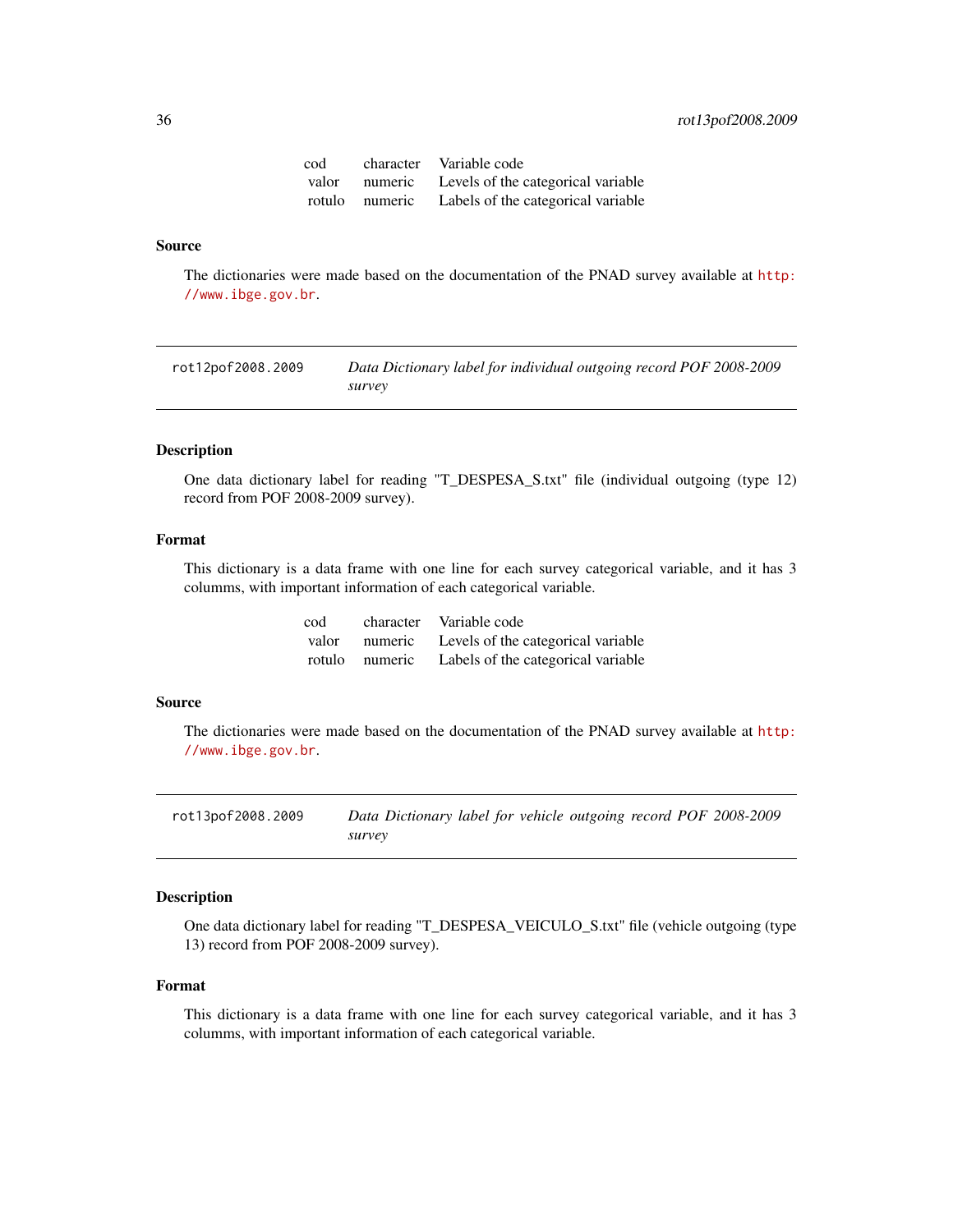| cod | character | Variable code |
|---|---|---|
| valor | numeric | Levels of the categorical variable |
| rotulo | numeric | Labels of the categorical variable |

### Source

The dictionaries were made based on the documentation of the PNAD survey available at http://www.ibge.gov.br.

---

## rot12pof2008.2009 — *Data Dictionary label for individual outgoing record POF 2008-2009 survey*

### Description

One data dictionary label for reading "T_DESPESA_S.txt" file (individual outgoing (type 12) record from POF 2008-2009 survey).

### Format

This dictionary is a data frame with one line for each survey categorical variable, and it has 3 columms, with important information of each categorical variable.

| cod | character | Variable code |
|---|---|---|
| valor | numeric | Levels of the categorical variable |
| rotulo | numeric | Labels of the categorical variable |

### Source

The dictionaries were made based on the documentation of the PNAD survey available at http://www.ibge.gov.br.

---

## rot13pof2008.2009 — *Data Dictionary label for vehicle outgoing record POF 2008-2009 survey*

### Description

One data dictionary label for reading "T_DESPESA_VEICULO_S.txt" file (vehicle outgoing (type 13) record from POF 2008-2009 survey).

### Format

This dictionary is a data frame with one line for each survey categorical variable, and it has 3 columms, with important information of each categorical variable.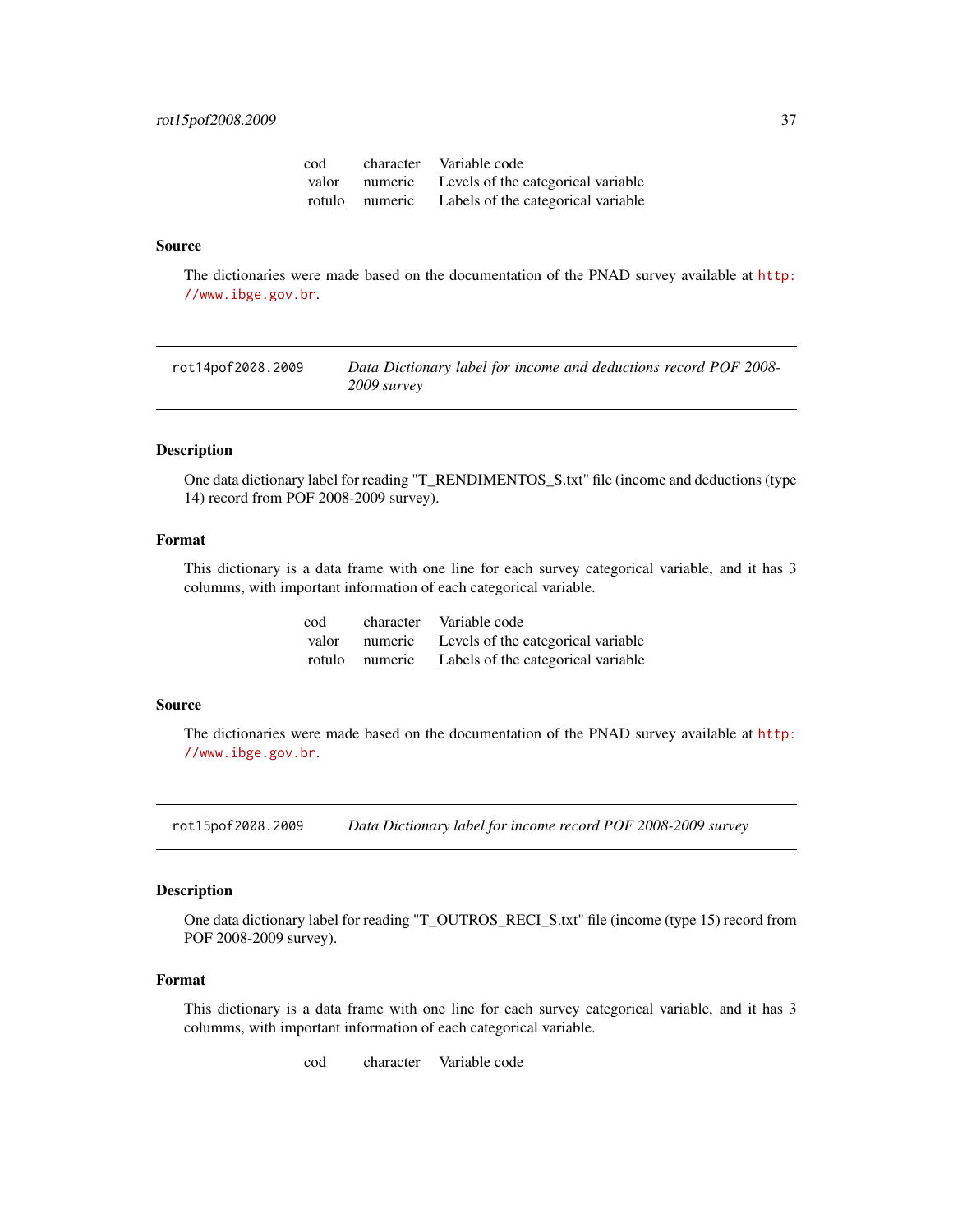| | | |
|---|---|---|
| cod | character | Variable code |
| valor | numeric | Levels of the categorical variable |
| rotulo | numeric | Labels of the categorical variable |

### Source

The dictionaries were made based on the documentation of the PNAD survey available at http://www.ibge.gov.br.

---

## rot14pof2008.2009 — *Data Dictionary label for income and deductions record POF 2008-2009 survey*

### Description

One data dictionary label for reading "T_RENDIMENTOS_S.txt" file (income and deductions (type 14) record from POF 2008-2009 survey).

### Format

This dictionary is a data frame with one line for each survey categorical variable, and it has 3 columms, with important information of each categorical variable.

| | | |
|---|---|---|
| cod | character | Variable code |
| valor | numeric | Levels of the categorical variable |
| rotulo | numeric | Labels of the categorical variable |

### Source

The dictionaries were made based on the documentation of the PNAD survey available at http://www.ibge.gov.br.

---

## rot15pof2008.2009 — *Data Dictionary label for income record POF 2008-2009 survey*

### Description

One data dictionary label for reading "T_OUTROS_RECI_S.txt" file (income (type 15) record from POF 2008-2009 survey).

### Format

This dictionary is a data frame with one line for each survey categorical variable, and it has 3 columms, with important information of each categorical variable.

| | | |
|---|---|---|
| cod | character | Variable code |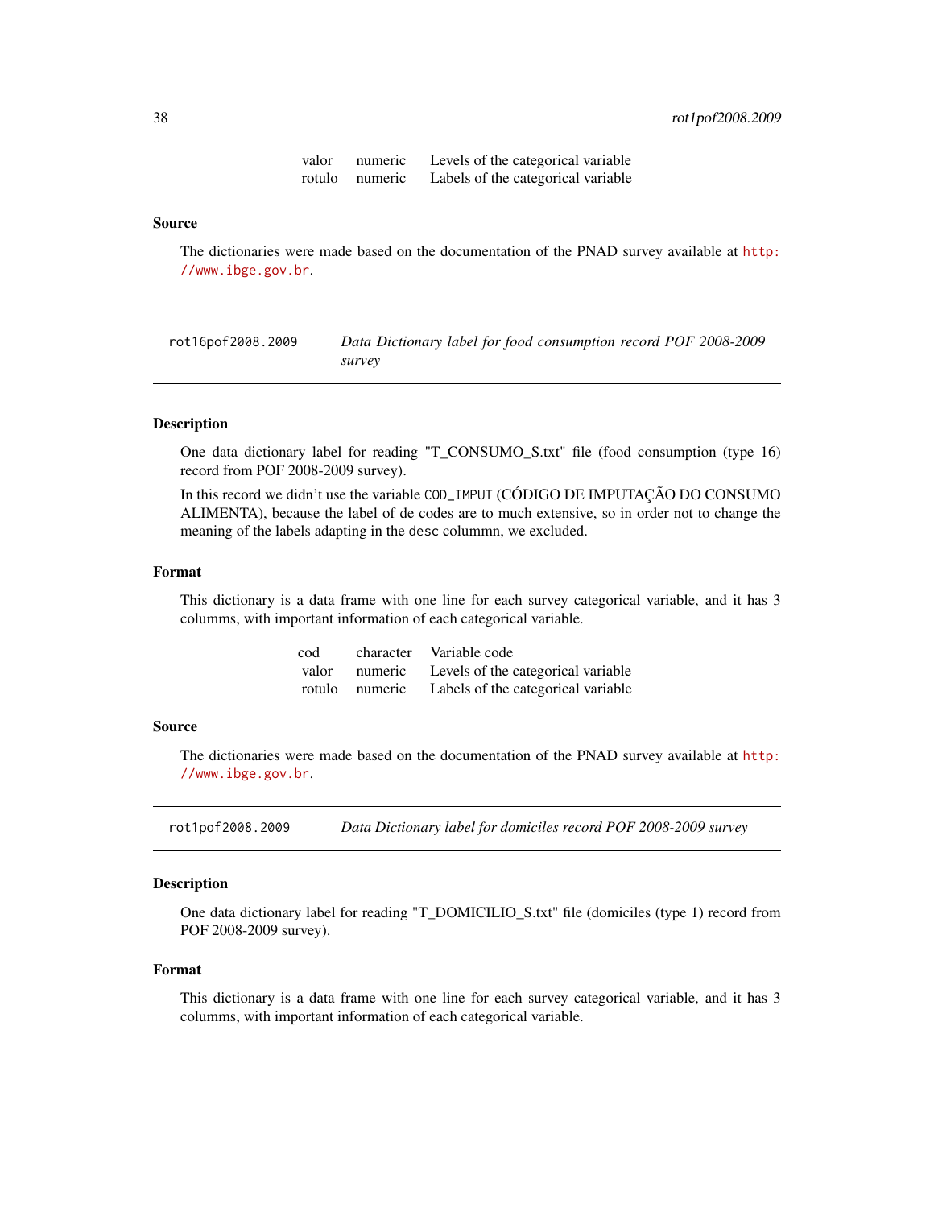| | | |
|---|---|---|
| valor | numeric | Levels of the categorical variable |
| rotulo | numeric | Labels of the categorical variable |

### Source

The dictionaries were made based on the documentation of the PNAD survey available at http://www.ibge.gov.br.

---

## rot16pof2008.2009 *Data Dictionary label for food consumption record POF 2008-2009 survey*

### Description

One data dictionary label for reading "T_CONSUMO_S.txt" file (food consumption (type 16) record from POF 2008-2009 survey).

In this record we didn't use the variable `COD_IMPUT` (CÓDIGO DE IMPUTAÇÃO DO CONSUMO ALIMENTA), because the label of de codes are to much extensive, so in order not to change the meaning of the labels adapting in the `desc` colummn, we excluded.

### Format

This dictionary is a data frame with one line for each survey categorical variable, and it has 3 columms, with important information of each categorical variable.

| | | |
|---|---|---|
| cod | character | Variable code |
| valor | numeric | Levels of the categorical variable |
| rotulo | numeric | Labels of the categorical variable |

### Source

The dictionaries were made based on the documentation of the PNAD survey available at http://www.ibge.gov.br.

---

## rot1pof2008.2009 *Data Dictionary label for domiciles record POF 2008-2009 survey*

### Description

One data dictionary label for reading "T_DOMICILIO_S.txt" file (domiciles (type 1) record from POF 2008-2009 survey).

### Format

This dictionary is a data frame with one line for each survey categorical variable, and it has 3 columns, with important information of each categorical variable.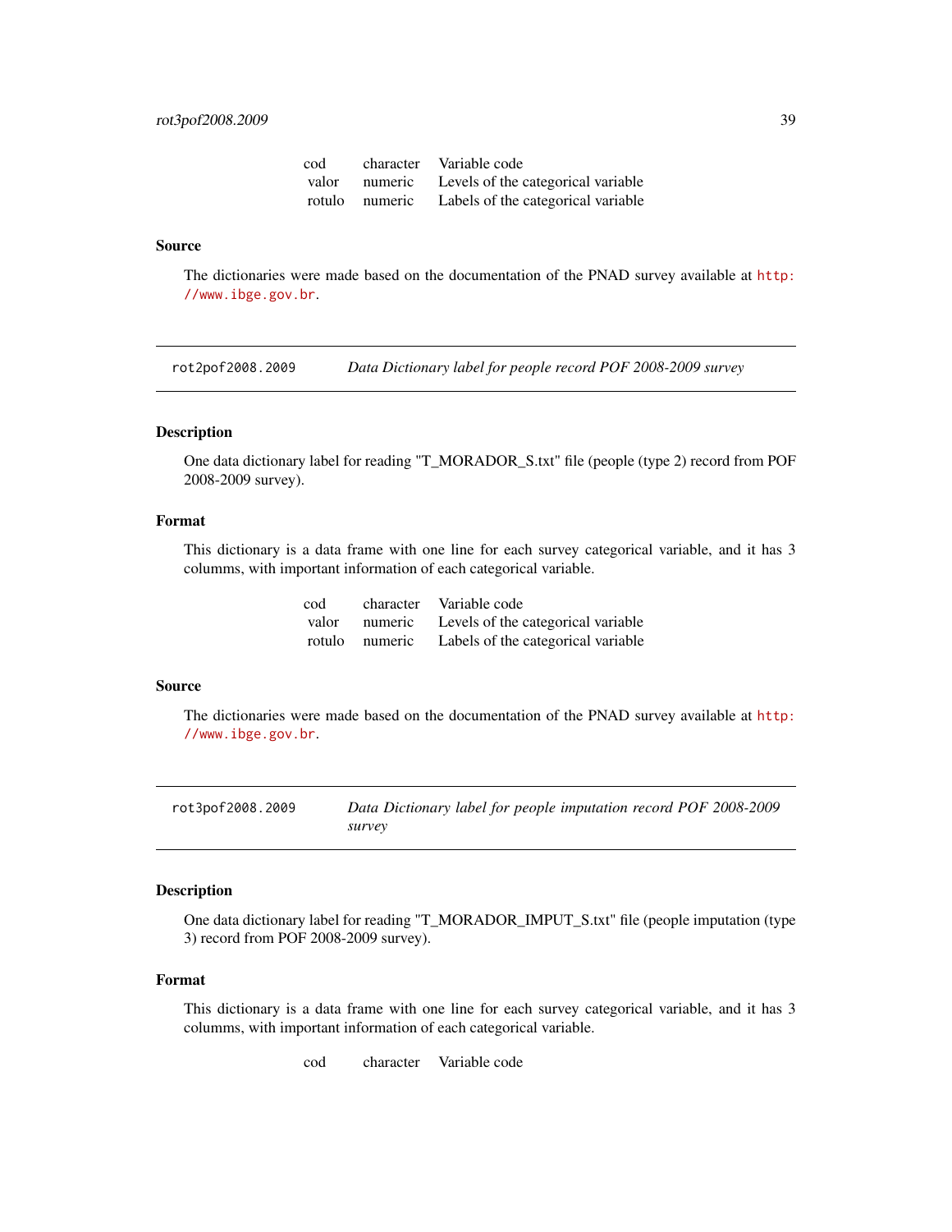| | | |
|---|---|---|
| cod | character | Variable code |
| valor | numeric | Levels of the categorical variable |
| rotulo | numeric | Labels of the categorical variable |

### Source

The dictionaries were made based on the documentation of the PNAD survey available at http://www.ibge.gov.br.

---

## rot2pof2008.2009 *Data Dictionary label for people record POF 2008-2009 survey*

---

### Description

One data dictionary label for reading "T_MORADOR_S.txt" file (people (type 2) record from POF 2008-2009 survey).

### Format

This dictionary is a data frame with one line for each survey categorical variable, and it has 3 columms, with important information of each categorical variable.

| | | |
|---|---|---|
| cod | character | Variable code |
| valor | numeric | Levels of the categorical variable |
| rotulo | numeric | Labels of the categorical variable |

### Source

The dictionaries were made based on the documentation of the PNAD survey available at http://www.ibge.gov.br.

---

## rot3pof2008.2009 *Data Dictionary label for people imputation record POF 2008-2009 survey*

---

### Description

One data dictionary label for reading "T_MORADOR_IMPUT_S.txt" file (people imputation (type 3) record from POF 2008-2009 survey).

### Format

This dictionary is a data frame with one line for each survey categorical variable, and it has 3 columms, with important information of each categorical variable.

| | | |
|---|---|---|
| cod | character | Variable code |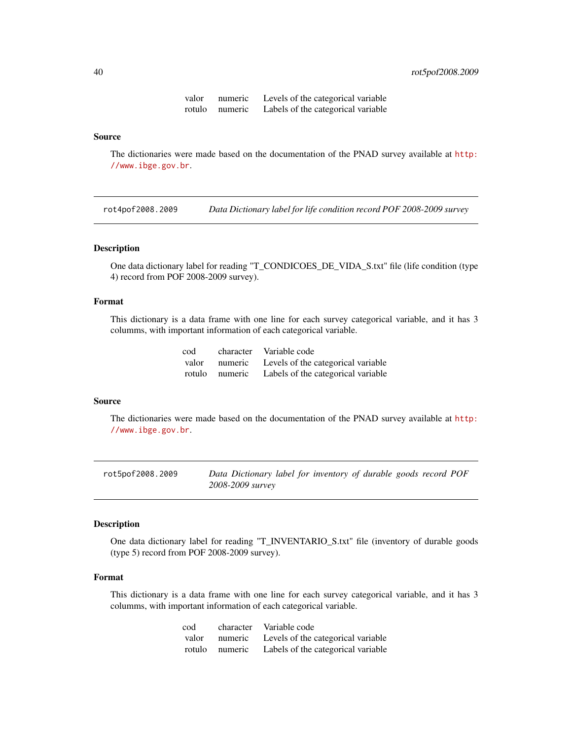| | | |
|---|---|---|
| valor | numeric | Levels of the categorical variable |
| rotulo | numeric | Labels of the categorical variable |

### Source

The dictionaries were made based on the documentation of the PNAD survey available at http://www.ibge.gov.br.

---

## rot4pof2008.2009 — *Data Dictionary label for life condition record POF 2008-2009 survey*

### Description

One data dictionary label for reading "T_CONDICOES_DE_VIDA_S.txt" file (life condition (type 4) record from POF 2008-2009 survey).

### Format

This dictionary is a data frame with one line for each survey categorical variable, and it has 3 columms, with important information of each categorical variable.

| | | |
|---|---|---|
| cod | character | Variable code |
| valor | numeric | Levels of the categorical variable |
| rotulo | numeric | Labels of the categorical variable |

### Source

The dictionaries were made based on the documentation of the PNAD survey available at http://www.ibge.gov.br.

---

## rot5pof2008.2009 — *Data Dictionary label for inventory of durable goods record POF 2008-2009 survey*

### Description

One data dictionary label for reading "T_INVENTARIO_S.txt" file (inventory of durable goods (type 5) record from POF 2008-2009 survey).

### Format

This dictionary is a data frame with one line for each survey categorical variable, and it has 3 columms, with important information of each categorical variable.

| | | |
|---|---|---|
| cod | character | Variable code |
| valor | numeric | Levels of the categorical variable |
| rotulo | numeric | Labels of the categorical variable |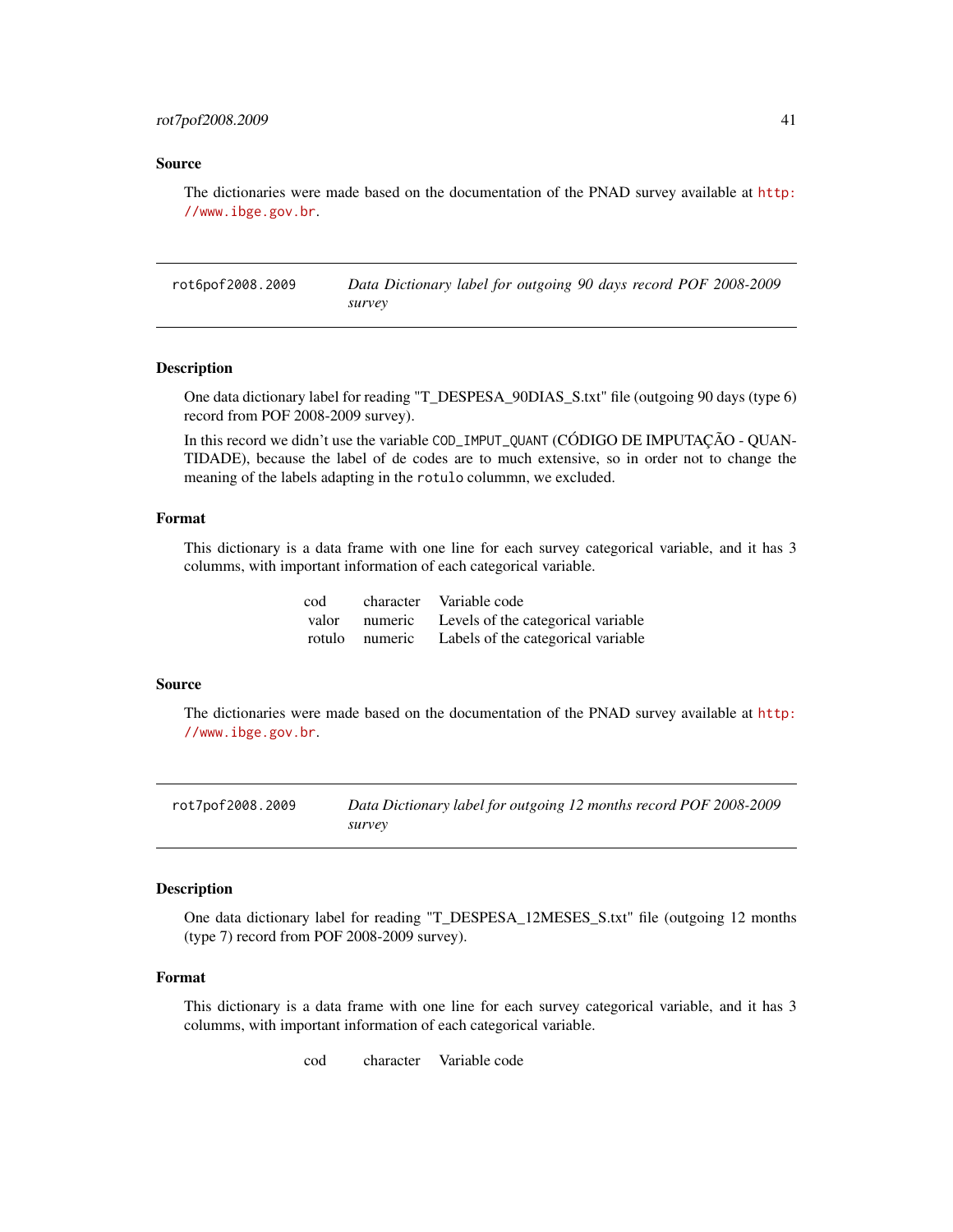### Source

The dictionaries were made based on the documentation of the PNAD survey available at http://www.ibge.gov.br.

## rot6pof2008.2009 — *Data Dictionary label for outgoing 90 days record POF 2008-2009 survey*

### Description

One data dictionary label for reading "T_DESPESA_90DIAS_S.txt" file (outgoing 90 days (type 6) record from POF 2008-2009 survey).

In this record we didn't use the variable `COD_IMPUT_QUANT` (CÓDIGO DE IMPUTAÇÃO - QUANTIDADE), because the label of de codes are to much extensive, so in order not to change the meaning of the labels adapting in the `rotulo` colummn, we excluded.

### Format

This dictionary is a data frame with one line for each survey categorical variable, and it has 3 columms, with important information of each categorical variable.

| | | |
|---|---|---|
| cod | character | Variable code |
| valor | numeric | Levels of the categorical variable |
| rotulo | numeric | Labels of the categorical variable |

### Source

The dictionaries were made based on the documentation of the PNAD survey available at http://www.ibge.gov.br.

## rot7pof2008.2009 — *Data Dictionary label for outgoing 12 months record POF 2008-2009 survey*

### Description

One data dictionary label for reading "T_DESPESA_12MESES_S.txt" file (outgoing 12 months (type 7) record from POF 2008-2009 survey).

### Format

This dictionary is a data frame with one line for each survey categorical variable, and it has 3 columms, with important information of each categorical variable.

| | | |
|---|---|---|
| cod | character | Variable code |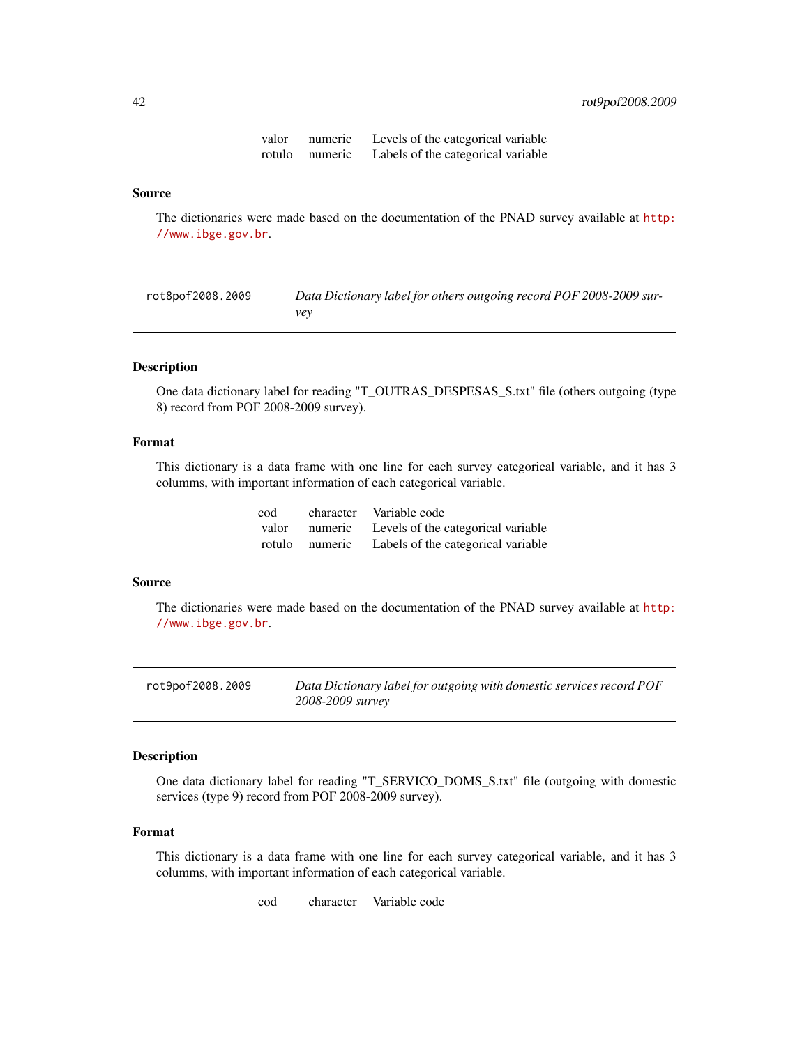| | | |
|---|---|---|
| valor | numeric | Levels of the categorical variable |
| rotulo | numeric | Labels of the categorical variable |

### Source

The dictionaries were made based on the documentation of the PNAD survey available at http://www.ibge.gov.br.

---

## rot8pof2008.2009 — *Data Dictionary label for others outgoing record POF 2008-2009 survey*

### Description

One data dictionary label for reading "T_OUTRAS_DESPESAS_S.txt" file (others outgoing (type 8) record from POF 2008-2009 survey).

### Format

This dictionary is a data frame with one line for each survey categorical variable, and it has 3 columms, with important information of each categorical variable.

| | | |
|---|---|---|
| cod | character | Variable code |
| valor | numeric | Levels of the categorical variable |
| rotulo | numeric | Labels of the categorical variable |

### Source

The dictionaries were made based on the documentation of the PNAD survey available at http://www.ibge.gov.br.

---

## rot9pof2008.2009 — *Data Dictionary label for outgoing with domestic services record POF 2008-2009 survey*

### Description

One data dictionary label for reading "T_SERVICO_DOMS_S.txt" file (outgoing with domestic services (type 9) record from POF 2008-2009 survey).

### Format

This dictionary is a data frame with one line for each survey categorical variable, and it has 3 columms, with important information of each categorical variable.

| | | |
|---|---|---|
| cod | character | Variable code |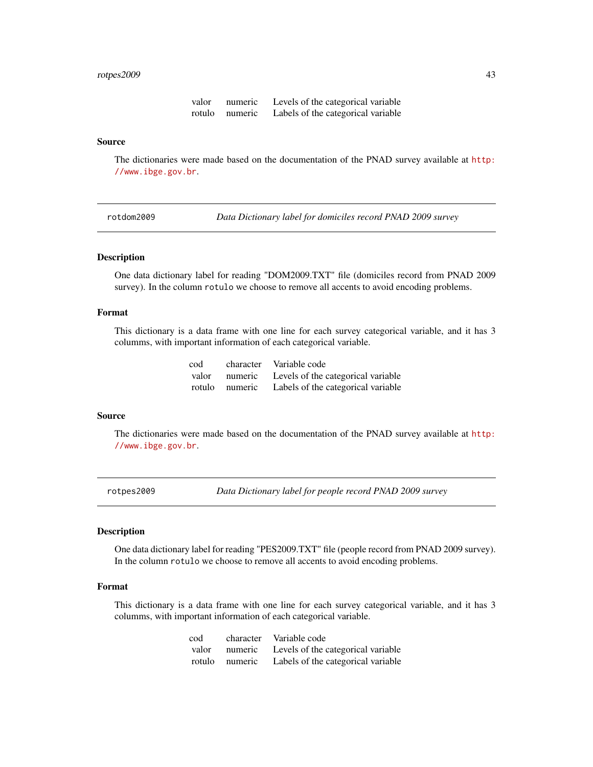| | | |
|---|---|---|
| valor | numeric | Levels of the categorical variable |
| rotulo | numeric | Labels of the categorical variable |

### Source

The dictionaries were made based on the documentation of the PNAD survey available at http://www.ibge.gov.br.

---

## rotdom2009 — *Data Dictionary label for domiciles record PNAD 2009 survey*

### Description

One data dictionary label for reading "DOM2009.TXT" file (domiciles record from PNAD 2009 survey). In the column `rotulo` we choose to remove all accents to avoid encoding problems.

### Format

This dictionary is a data frame with one line for each survey categorical variable, and it has 3 columms, with important information of each categorical variable.

| | | |
|---|---|---|
| cod | character | Variable code |
| valor | numeric | Levels of the categorical variable |
| rotulo | numeric | Labels of the categorical variable |

### Source

The dictionaries were made based on the documentation of the PNAD survey available at http://www.ibge.gov.br.

---

## rotpes2009 — *Data Dictionary label for people record PNAD 2009 survey*

### Description

One data dictionary label for reading "PES2009.TXT" file (people record from PNAD 2009 survey). In the column `rotulo` we choose to remove all accents to avoid encoding problems.

### Format

This dictionary is a data frame with one line for each survey categorical variable, and it has 3 columms, with important information of each categorical variable.

| | | |
|---|---|---|
| cod | character | Variable code |
| valor | numeric | Levels of the categorical variable |
| rotulo | numeric | Labels of the categorical variable |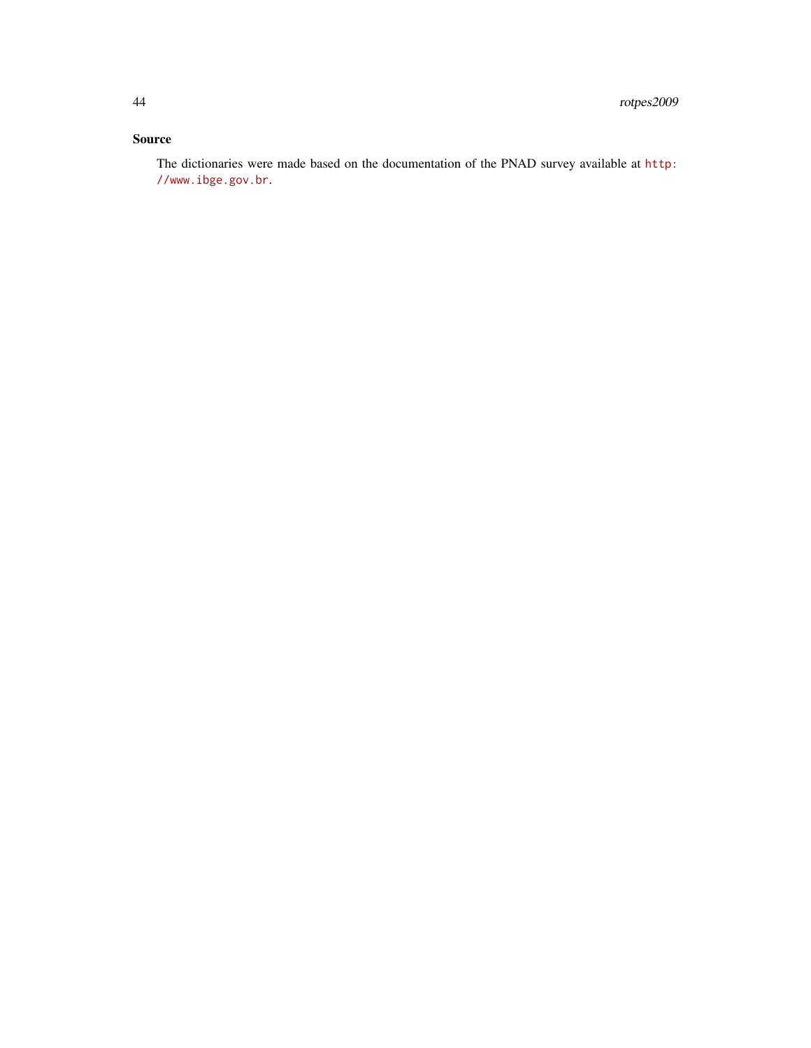## Source

The dictionaries were made based on the documentation of the PNAD survey available at http://www.ibge.gov.br.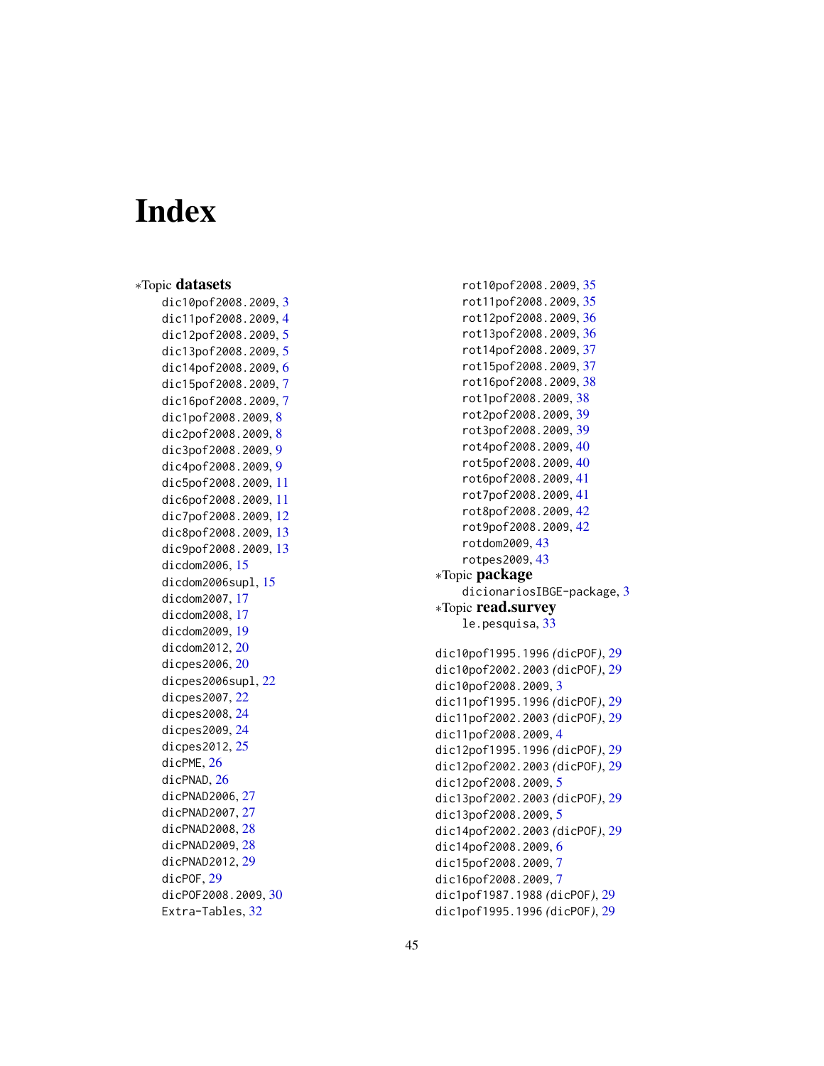# Index

*Topic **datasets**

dic10pof2008.2009, 3
dic11pof2008.2009, 4
dic12pof2008.2009, 5
dic13pof2008.2009, 5
dic14pof2008.2009, 6
dic15pof2008.2009, 7
dic16pof2008.2009, 7
dic1pof2008.2009, 8
dic2pof2008.2009, 8
dic3pof2008.2009, 9
dic4pof2008.2009, 9
dic5pof2008.2009, 11
dic6pof2008.2009, 11
dic7pof2008.2009, 12
dic8pof2008.2009, 13
dic9pof2008.2009, 13
dicdom2006, 15
dicdom2006supl, 15
dicdom2007, 17
dicdom2008, 17
dicdom2009, 19
dicdom2012, 20
dicpes2006, 20
dicpes2006supl, 22
dicpes2007, 22
dicpes2008, 24
dicpes2009, 24
dicpes2012, 25
dicPME, 26
dicPNAD, 26
dicPNAD2006, 27
dicPNAD2007, 27
dicPNAD2008, 28
dicPNAD2009, 28
dicPNAD2012, 29
dicPOF, 29
dicPOF2008.2009, 30
Extra-Tables, 32
rot10pof2008.2009, 35
rot11pof2008.2009, 35
rot12pof2008.2009, 36
rot13pof2008.2009, 36
rot14pof2008.2009, 37
rot15pof2008.2009, 37
rot16pof2008.2009, 38
rot1pof2008.2009, 38
rot2pof2008.2009, 39
rot3pof2008.2009, 39
rot4pof2008.2009, 40
rot5pof2008.2009, 40
rot6pof2008.2009, 41
rot7pof2008.2009, 41
rot8pof2008.2009, 42
rot9pof2008.2009, 42
rotdom2009, 43
rotpes2009, 43

*Topic **package**

dicionariosIBGE-package, 3

*Topic **read.survey**

le.pesquisa, 33

dic10pof1995.1996 *(dicPOF)*, 29
dic10pof2002.2003 *(dicPOF)*, 29
dic10pof2008.2009, 3
dic11pof1995.1996 *(dicPOF)*, 29
dic11pof2002.2003 *(dicPOF)*, 29
dic11pof2008.2009, 4
dic12pof1995.1996 *(dicPOF)*, 29
dic12pof2002.2003 *(dicPOF)*, 29
dic12pof2008.2009, 5
dic13pof2002.2003 *(dicPOF)*, 29
dic13pof2008.2009, 5
dic14pof2002.2003 *(dicPOF)*, 29
dic14pof2008.2009, 6
dic15pof2008.2009, 7
dic16pof2008.2009, 7
dic1pof1987.1988 *(dicPOF)*, 29
dic1pof1995.1996 *(dicPOF)*, 29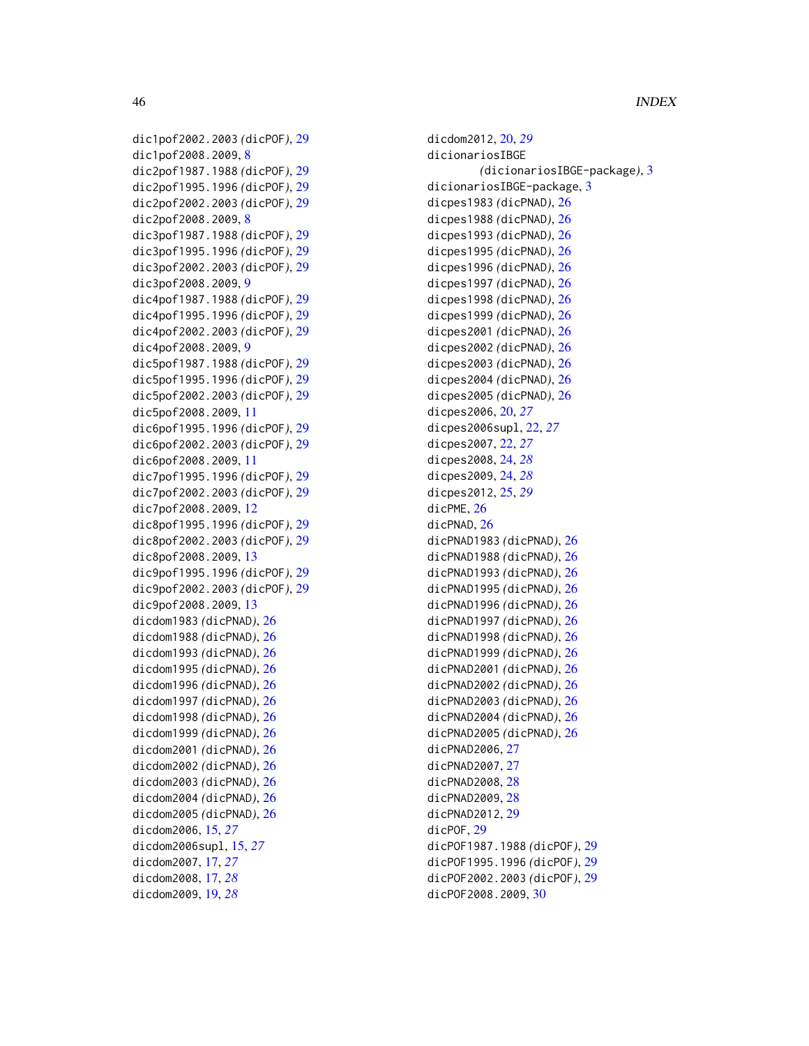dic1pof2002.2003 *(dicPOF)*, 29
dic1pof2008.2009, 8
dic2pof1987.1988 *(dicPOF)*, 29
dic2pof1995.1996 *(dicPOF)*, 29
dic2pof2002.2003 *(dicPOF)*, 29
dic2pof2008.2009, 8
dic3pof1987.1988 *(dicPOF)*, 29
dic3pof1995.1996 *(dicPOF)*, 29
dic3pof2002.2003 *(dicPOF)*, 29
dic3pof2008.2009, 9
dic4pof1987.1988 *(dicPOF)*, 29
dic4pof1995.1996 *(dicPOF)*, 29
dic4pof2002.2003 *(dicPOF)*, 29
dic4pof2008.2009, 9
dic5pof1987.1988 *(dicPOF)*, 29
dic5pof1995.1996 *(dicPOF)*, 29
dic5pof2002.2003 *(dicPOF)*, 29
dic5pof2008.2009, 11
dic6pof1995.1996 *(dicPOF)*, 29
dic6pof2002.2003 *(dicPOF)*, 29
dic6pof2008.2009, 11
dic7pof1995.1996 *(dicPOF)*, 29
dic7pof2002.2003 *(dicPOF)*, 29
dic7pof2008.2009, 12
dic8pof1995.1996 *(dicPOF)*, 29
dic8pof2002.2003 *(dicPOF)*, 29
dic8pof2008.2009, 13
dic9pof1995.1996 *(dicPOF)*, 29
dic9pof2002.2003 *(dicPOF)*, 29
dic9pof2008.2009, 13
dicdom1983 *(dicPNAD)*, 26
dicdom1988 *(dicPNAD)*, 26
dicdom1993 *(dicPNAD)*, 26
dicdom1995 *(dicPNAD)*, 26
dicdom1996 *(dicPNAD)*, 26
dicdom1997 *(dicPNAD)*, 26
dicdom1998 *(dicPNAD)*, 26
dicdom1999 *(dicPNAD)*, 26
dicdom2001 *(dicPNAD)*, 26
dicdom2002 *(dicPNAD)*, 26
dicdom2003 *(dicPNAD)*, 26
dicdom2004 *(dicPNAD)*, 26
dicdom2005 *(dicPNAD)*, 26
dicdom2006, 15, *27*
dicdom2006supl, 15, *27*
dicdom2007, 17, *27*
dicdom2008, 17, *28*
dicdom2009, 19, *28*
dicdom2012, 20, *29*
dicionariosIBGE *(dicionariosIBGE-package)*, 3
dicionariosIBGE-package, 3
dicpes1983 *(dicPNAD)*, 26
dicpes1988 *(dicPNAD)*, 26
dicpes1993 *(dicPNAD)*, 26
dicpes1995 *(dicPNAD)*, 26
dicpes1996 *(dicPNAD)*, 26
dicpes1997 *(dicPNAD)*, 26
dicpes1998 *(dicPNAD)*, 26
dicpes1999 *(dicPNAD)*, 26
dicpes2001 *(dicPNAD)*, 26
dicpes2002 *(dicPNAD)*, 26
dicpes2003 *(dicPNAD)*, 26
dicpes2004 *(dicPNAD)*, 26
dicpes2005 *(dicPNAD)*, 26
dicpes2006, 20, *27*
dicpes2006supl, 22, *27*
dicpes2007, 22, *27*
dicpes2008, 24, *28*
dicpes2009, 24, *28*
dicpes2012, 25, *29*
dicPME, 26
dicPNAD, 26
dicPNAD1983 *(dicPNAD)*, 26
dicPNAD1988 *(dicPNAD)*, 26
dicPNAD1993 *(dicPNAD)*, 26
dicPNAD1995 *(dicPNAD)*, 26
dicPNAD1996 *(dicPNAD)*, 26
dicPNAD1997 *(dicPNAD)*, 26
dicPNAD1998 *(dicPNAD)*, 26
dicPNAD1999 *(dicPNAD)*, 26
dicPNAD2001 *(dicPNAD)*, 26
dicPNAD2002 *(dicPNAD)*, 26
dicPNAD2003 *(dicPNAD)*, 26
dicPNAD2004 *(dicPNAD)*, 26
dicPNAD2005 *(dicPNAD)*, 26
dicPNAD2006, 27
dicPNAD2007, 27
dicPNAD2008, 28
dicPNAD2009, 28
dicPNAD2012, 29
dicPOF, 29
dicPOF1987.1988 *(dicPOF)*, 29
dicPOF1995.1996 *(dicPOF)*, 29
dicPOF2002.2003 *(dicPOF)*, 29
dicPOF2008.2009, 30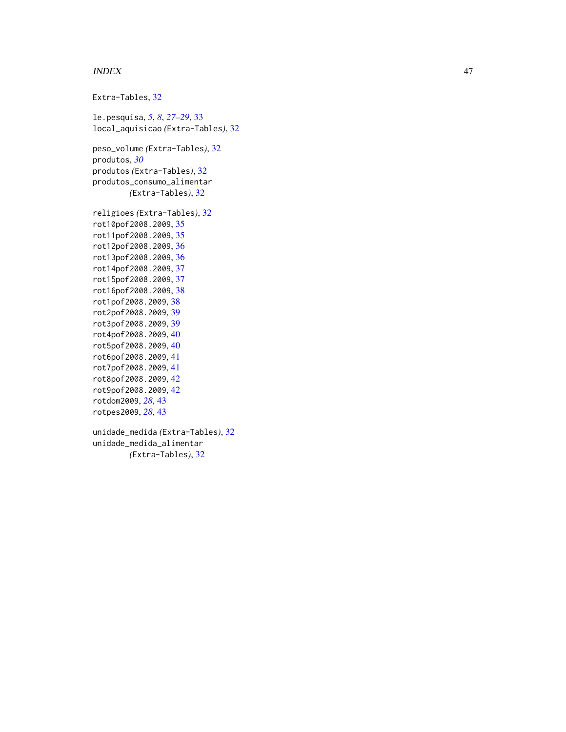Extra-Tables, 32

le.pesquisa, *5*, *8*, *27–29*, 33
local_aquisicao *(*Extra-Tables*)*, 32

peso_volume *(*Extra-Tables*)*, 32
produtos, *30*
produtos *(*Extra-Tables*)*, 32
produtos_consumo_alimentar
        *(*Extra-Tables*)*, 32

religioes *(*Extra-Tables*)*, 32
rot10pof2008.2009, 35
rot11pof2008.2009, 35
rot12pof2008.2009, 36
rot13pof2008.2009, 36
rot14pof2008.2009, 37
rot15pof2008.2009, 37
rot16pof2008.2009, 38
rot1pof2008.2009, 38
rot2pof2008.2009, 39
rot3pof2008.2009, 39
rot4pof2008.2009, 40
rot5pof2008.2009, 40
rot6pof2008.2009, 41
rot7pof2008.2009, 41
rot8pof2008.2009, 42
rot9pof2008.2009, 42
rotdom2009, *28*, 43
rotpes2009, *28*, 43

unidade_medida *(*Extra-Tables*)*, 32
unidade_medida_alimentar
        *(*Extra-Tables*)*, 32